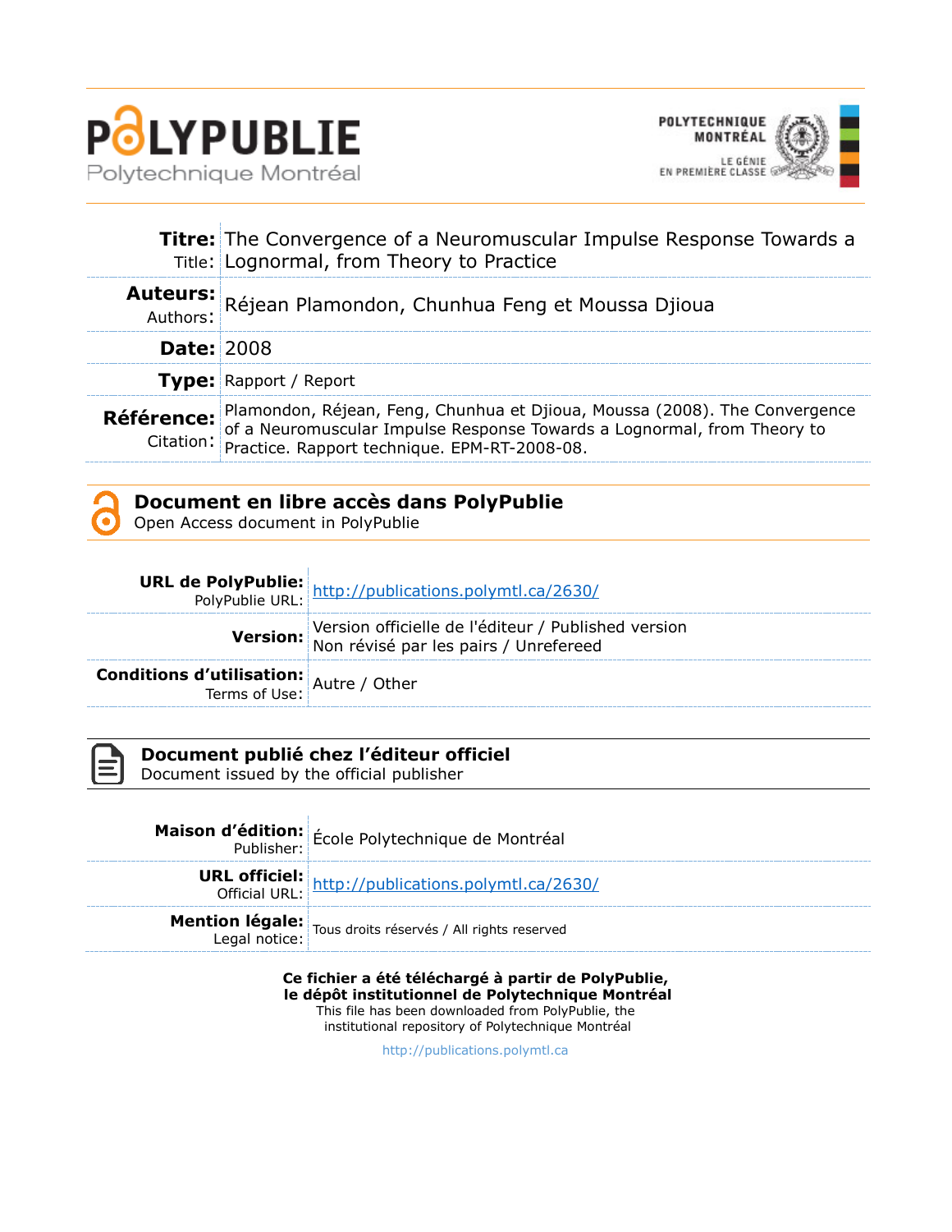**POLYPUBLIE**
Polytechnique Montréal

POLYTECHNIQUE MONTRÉAL
LE GÉNIE EN PREMIÈRE CLASSE

| | |
|---|---|
| **Titre:** Title: | The Convergence of a Neuromuscular Impulse Response Towards a Lognormal, from Theory to Practice |
| **Auteurs:** Authors: | Réjean Plamondon, Chunhua Feng et Moussa Djioua |
| **Date:** | 2008 |
| **Type:** | Rapport / Report |
| **Référence:** Citation: | Plamondon, Réjean, Feng, Chunhua et Djioua, Moussa (2008). The Convergence of a Neuromuscular Impulse Response Towards a Lognormal, from Theory to Practice. Rapport technique. EPM-RT-2008-08. |

## Document en libre accès dans PolyPublie
Open Access document in PolyPublie

| | |
|---|---|
| **URL de PolyPublie:** PolyPublie URL: | http://publications.polymtl.ca/2630/ |
| **Version:** | Version officielle de l'éditeur / Published version<br>Non révisé par les pairs / Unrefereed |
| **Conditions d'utilisation:** Terms of Use: | Autre / Other |

## Document publié chez l'éditeur officiel
Document issued by the official publisher

| | |
|---|---|
| **Maison d'édition:** Publisher: | École Polytechnique de Montréal |
| **URL officiel:** Official URL: | http://publications.polymtl.ca/2630/ |
| **Mention légale:** Legal notice: | Tous droits réservés / All rights reserved |

**Ce fichier a été téléchargé à partir de PolyPublie, le dépôt institutionnel de Polytechnique Montréal**
This file has been downloaded from PolyPublie, the institutional repository of Polytechnique Montréal

http://publications.polymtl.ca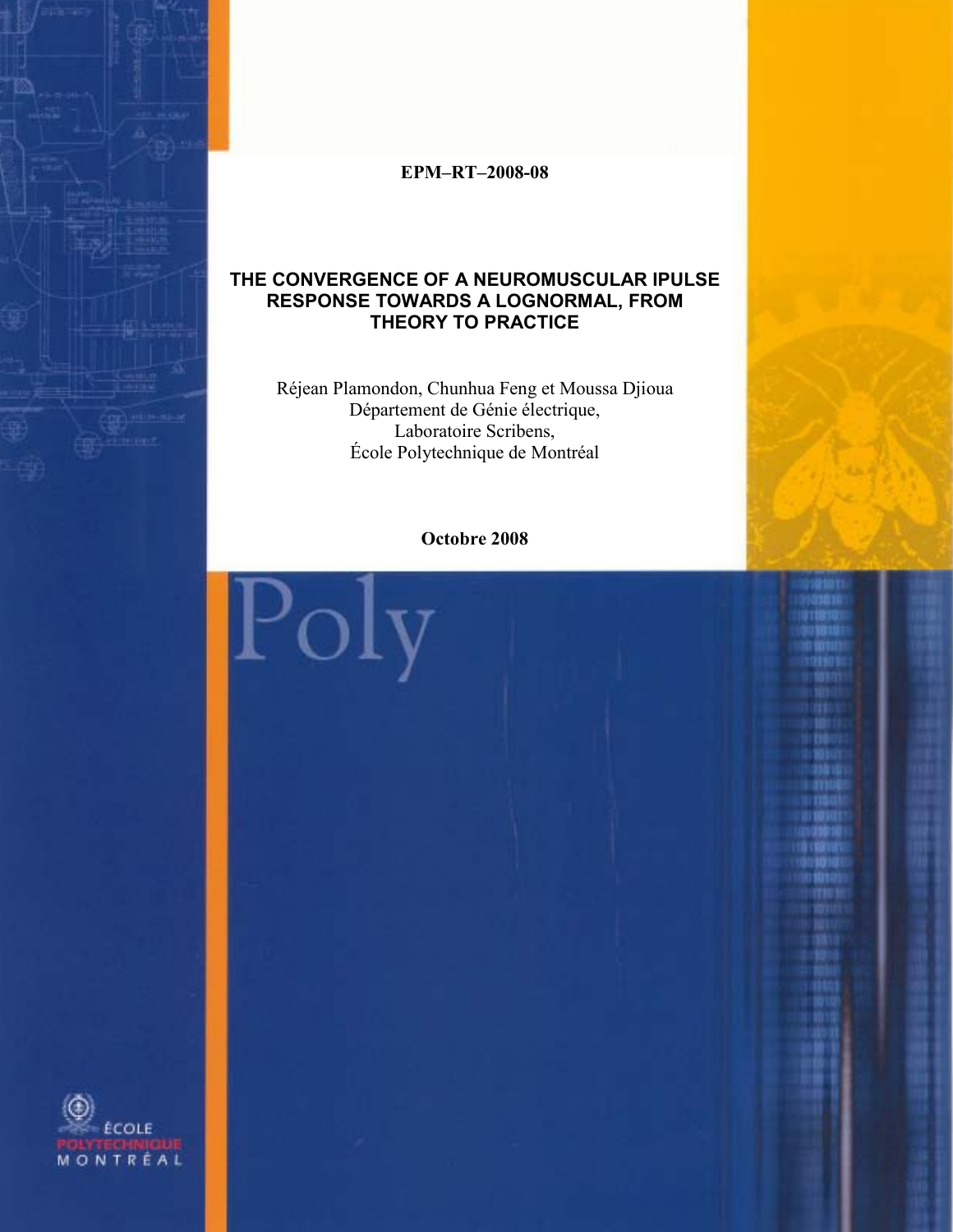**EPM–RT–2008-08**

# THE CONVERGENCE OF A NEUROMUSCULAR IPULSE RESPONSE TOWARDS A LOGNORMAL, FROM THEORY TO PRACTICE

Réjean Plamondon, Chunhua Feng et Moussa Djioua
Département de Génie électrique,
Laboratoire Scribens,
École Polytechnique de Montréal

**Octobre 2008**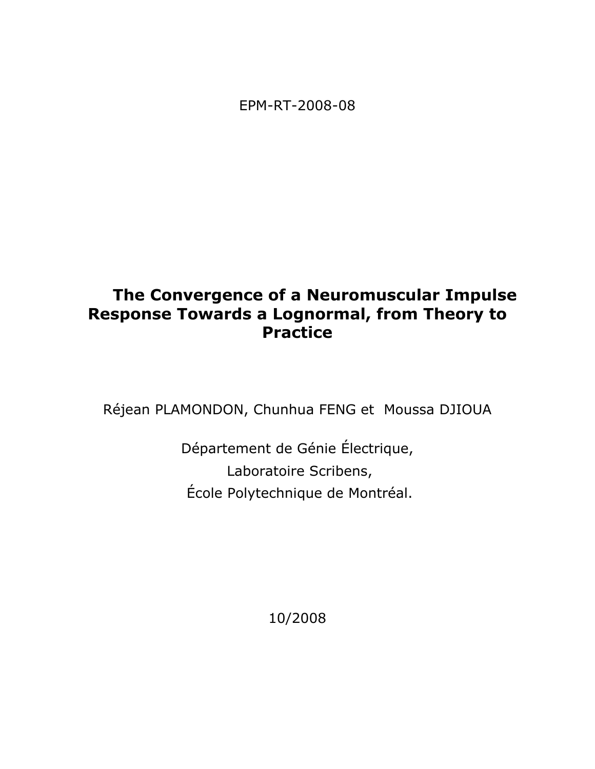EPM-RT-2008-08

# The Convergence of a Neuromuscular Impulse Response Towards a Lognormal, from Theory to Practice

Réjean PLAMONDON, Chunhua FENG et Moussa DJIOUA

Département de Génie Électrique,

Laboratoire Scribens,

École Polytechnique de Montréal.

10/2008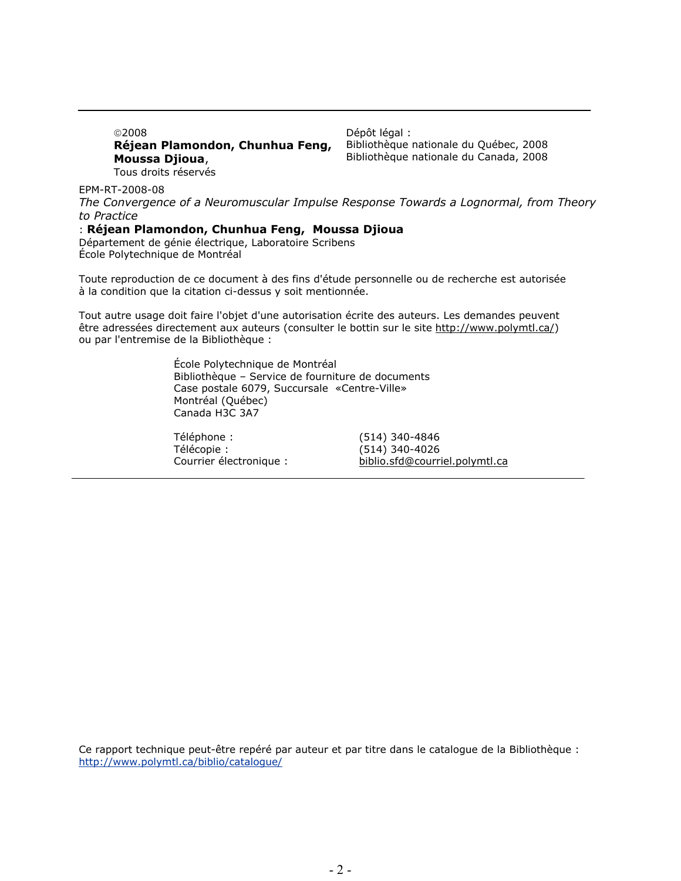©2008
**Réjean Plamondon, Chunhua Feng, Moussa Djioua**,
Tous droits réservés

Dépôt légal :
Bibliothèque nationale du Québec, 2008
Bibliothèque nationale du Canada, 2008

EPM-RT-2008-08
*The Convergence of a Neuromuscular Impulse Response Towards a Lognormal, from Theory to Practice*
: **Réjean Plamondon, Chunhua Feng, Moussa Djioua**
Département de génie électrique, Laboratoire Scribens
École Polytechnique de Montréal

Toute reproduction de ce document à des fins d'étude personnelle ou de recherche est autorisée à la condition que la citation ci-dessus y soit mentionnée.

Tout autre usage doit faire l'objet d'une autorisation écrite des auteurs. Les demandes peuvent être adressées directement aux auteurs (consulter le bottin sur le site http://www.polymtl.ca/) ou par l'entremise de la Bibliothèque :

École Polytechnique de Montréal
Bibliothèque – Service de fourniture de documents
Case postale 6079, Succursale «Centre-Ville»
Montréal (Québec)
Canada H3C 3A7

Téléphone : (514) 340-4846
Télécopie : (514) 340-4026
Courrier électronique : biblio.sfd@courriel.polymtl.ca

Ce rapport technique peut-être repéré par auteur et par titre dans le catalogue de la Bibliothèque : http://www.polymtl.ca/biblio/catalogue/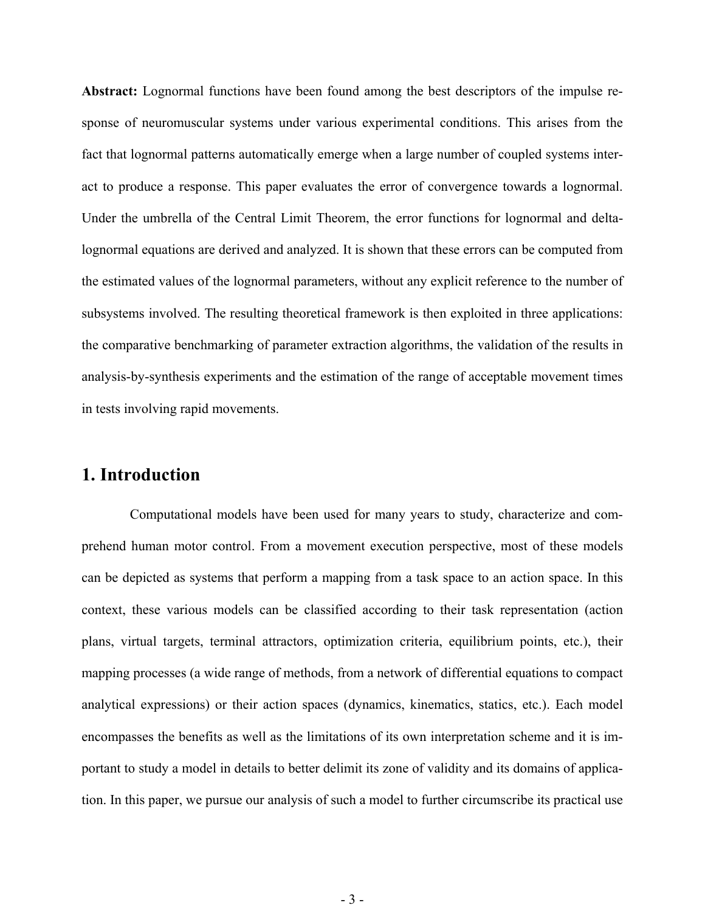**Abstract:** Lognormal functions have been found among the best descriptors of the impulse response of neuromuscular systems under various experimental conditions. This arises from the fact that lognormal patterns automatically emerge when a large number of coupled systems interact to produce a response. This paper evaluates the error of convergence towards a lognormal. Under the umbrella of the Central Limit Theorem, the error functions for lognormal and delta-lognormal equations are derived and analyzed. It is shown that these errors can be computed from the estimated values of the lognormal parameters, without any explicit reference to the number of subsystems involved. The resulting theoretical framework is then exploited in three applications: the comparative benchmarking of parameter extraction algorithms, the validation of the results in analysis-by-synthesis experiments and the estimation of the range of acceptable movement times in tests involving rapid movements.

## 1. Introduction

Computational models have been used for many years to study, characterize and comprehend human motor control. From a movement execution perspective, most of these models can be depicted as systems that perform a mapping from a task space to an action space. In this context, these various models can be classified according to their task representation (action plans, virtual targets, terminal attractors, optimization criteria, equilibrium points, etc.), their mapping processes (a wide range of methods, from a network of differential equations to compact analytical expressions) or their action spaces (dynamics, kinematics, statics, etc.). Each model encompasses the benefits as well as the limitations of its own interpretation scheme and it is important to study a model in details to better delimit its zone of validity and its domains of application. In this paper, we pursue our analysis of such a model to further circumscribe its practical use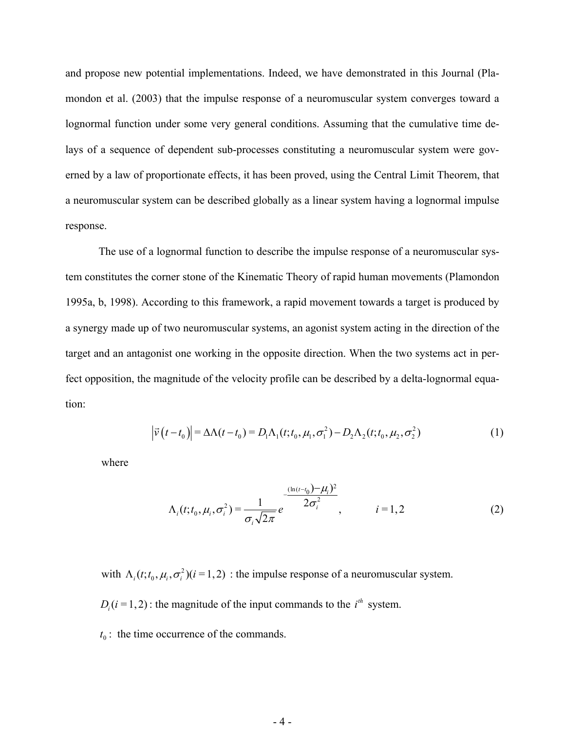and propose new potential implementations. Indeed, we have demonstrated in this Journal (Plamondon et al. (2003) that the impulse response of a neuromuscular system converges toward a lognormal function under some very general conditions. Assuming that the cumulative time delays of a sequence of dependent sub-processes constituting a neuromuscular system were governed by a law of proportionate effects, it has been proved, using the Central Limit Theorem, that a neuromuscular system can be described globally as a linear system having a lognormal impulse response.

The use of a lognormal function to describe the impulse response of a neuromuscular system constitutes the corner stone of the Kinematic Theory of rapid human movements (Plamondon 1995a, b, 1998). According to this framework, a rapid movement towards a target is produced by a synergy made up of two neuromuscular systems, an agonist system acting in the direction of the target and an antagonist one working in the opposite direction. When the two systems act in perfect opposition, the magnitude of the velocity profile can be described by a delta-lognormal equation:

$$\left|\vec{v}\left(t-t_0\right)\right| = \Delta\Lambda(t-t_0) = D_1\Lambda_1(t;t_0,\mu_1,\sigma_1^2) - D_2\Lambda_2(t;t_0,\mu_2,\sigma_2^2) \tag{1}$$

where

$$\Lambda_i(t;t_0,\mu_i,\sigma_i^2) = \frac{1}{\sigma_i\sqrt{2\pi}} e^{-\frac{(\ln(t-t_0)-\mu_i)^2}{2\sigma_i^2}}, \qquad i=1,2 \tag{2}$$

with $\Lambda_i(t;t_0,\mu_i,\sigma_i^2)(i=1,2)$ : the impulse response of a neuromuscular system.

$D_i(i=1,2)$ : the magnitude of the input commands to the $i^{th}$ system.

$t_0$ : the time occurrence of the commands.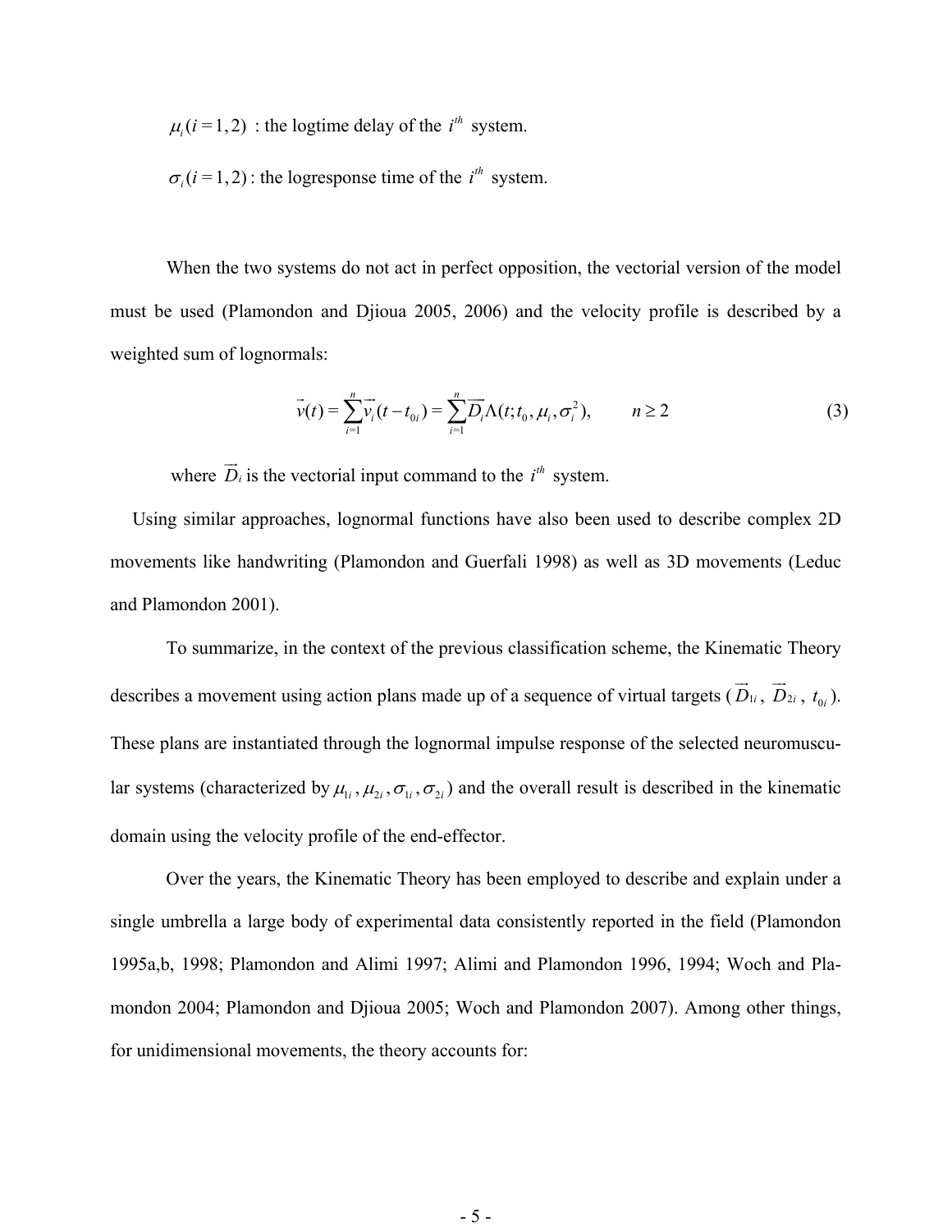$\mu_i (i = 1, 2)$ : the logtime delay of the $i^{th}$ system.

$\sigma_i (i = 1, 2)$ : the logresponse time of the $i^{th}$ system.

When the two systems do not act in perfect opposition, the vectorial version of the model must be used (Plamondon and Djioua 2005, 2006) and the velocity profile is described by a weighted sum of lognormals:

$$\vec{v}(t) = \sum_{i=1}^{n} \vec{v}_i (t - t_{0i}) = \sum_{i=1}^{n} \vec{D}_i \Lambda(t; t_0, \mu_i, \sigma_i^2), \qquad n \geq 2 \tag{3}$$

where $\vec{D}_i$ is the vectorial input command to the $i^{th}$ system.

Using similar approaches, lognormal functions have also been used to describe complex 2D movements like handwriting (Plamondon and Guerfali 1998) as well as 3D movements (Leduc and Plamondon 2001).

To summarize, in the context of the previous classification scheme, the Kinematic Theory describes a movement using action plans made up of a sequence of virtual targets ($\vec{D}_{1i}$, $\vec{D}_{2i}$, $t_{0i}$). These plans are instantiated through the lognormal impulse response of the selected neuromuscular systems (characterized by $\mu_{1i}, \mu_{2i}, \sigma_{1i}, \sigma_{2i}$) and the overall result is described in the kinematic domain using the velocity profile of the end-effector.

Over the years, the Kinematic Theory has been employed to describe and explain under a single umbrella a large body of experimental data consistently reported in the field (Plamondon 1995a,b, 1998; Plamondon and Alimi 1997; Alimi and Plamondon 1996, 1994; Woch and Plamondon 2004; Plamondon and Djioua 2005; Woch and Plamondon 2007). Among other things, for unidimensional movements, the theory accounts for: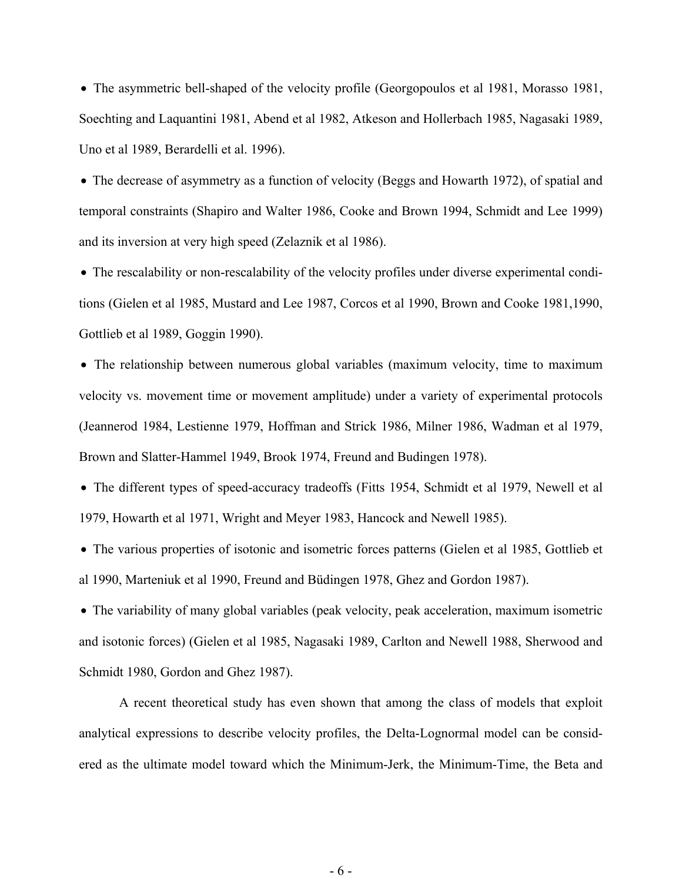- The asymmetric bell-shaped of the velocity profile (Georgopoulos et al 1981, Morasso 1981, Soechting and Laquantini 1981, Abend et al 1982, Atkeson and Hollerbach 1985, Nagasaki 1989, Uno et al 1989, Berardelli et al. 1996).
- The decrease of asymmetry as a function of velocity (Beggs and Howarth 1972), of spatial and temporal constraints (Shapiro and Walter 1986, Cooke and Brown 1994, Schmidt and Lee 1999) and its inversion at very high speed (Zelaznik et al 1986).
- The rescalability or non-rescalability of the velocity profiles under diverse experimental conditions (Gielen et al 1985, Mustard and Lee 1987, Corcos et al 1990, Brown and Cooke 1981,1990, Gottlieb et al 1989, Goggin 1990).
- The relationship between numerous global variables (maximum velocity, time to maximum velocity vs. movement time or movement amplitude) under a variety of experimental protocols (Jeannerod 1984, Lestienne 1979, Hoffman and Strick 1986, Milner 1986, Wadman et al 1979, Brown and Slatter-Hammel 1949, Brook 1974, Freund and Budingen 1978).
- The different types of speed-accuracy tradeoffs (Fitts 1954, Schmidt et al 1979, Newell et al 1979, Howarth et al 1971, Wright and Meyer 1983, Hancock and Newell 1985).
- The various properties of isotonic and isometric forces patterns (Gielen et al 1985, Gottlieb et al 1990, Marteniuk et al 1990, Freund and Büdingen 1978, Ghez and Gordon 1987).
- The variability of many global variables (peak velocity, peak acceleration, maximum isometric and isotonic forces) (Gielen et al 1985, Nagasaki 1989, Carlton and Newell 1988, Sherwood and Schmidt 1980, Gordon and Ghez 1987).

A recent theoretical study has even shown that among the class of models that exploit analytical expressions to describe velocity profiles, the Delta-Lognormal model can be considered as the ultimate model toward which the Minimum-Jerk, the Minimum-Time, the Beta and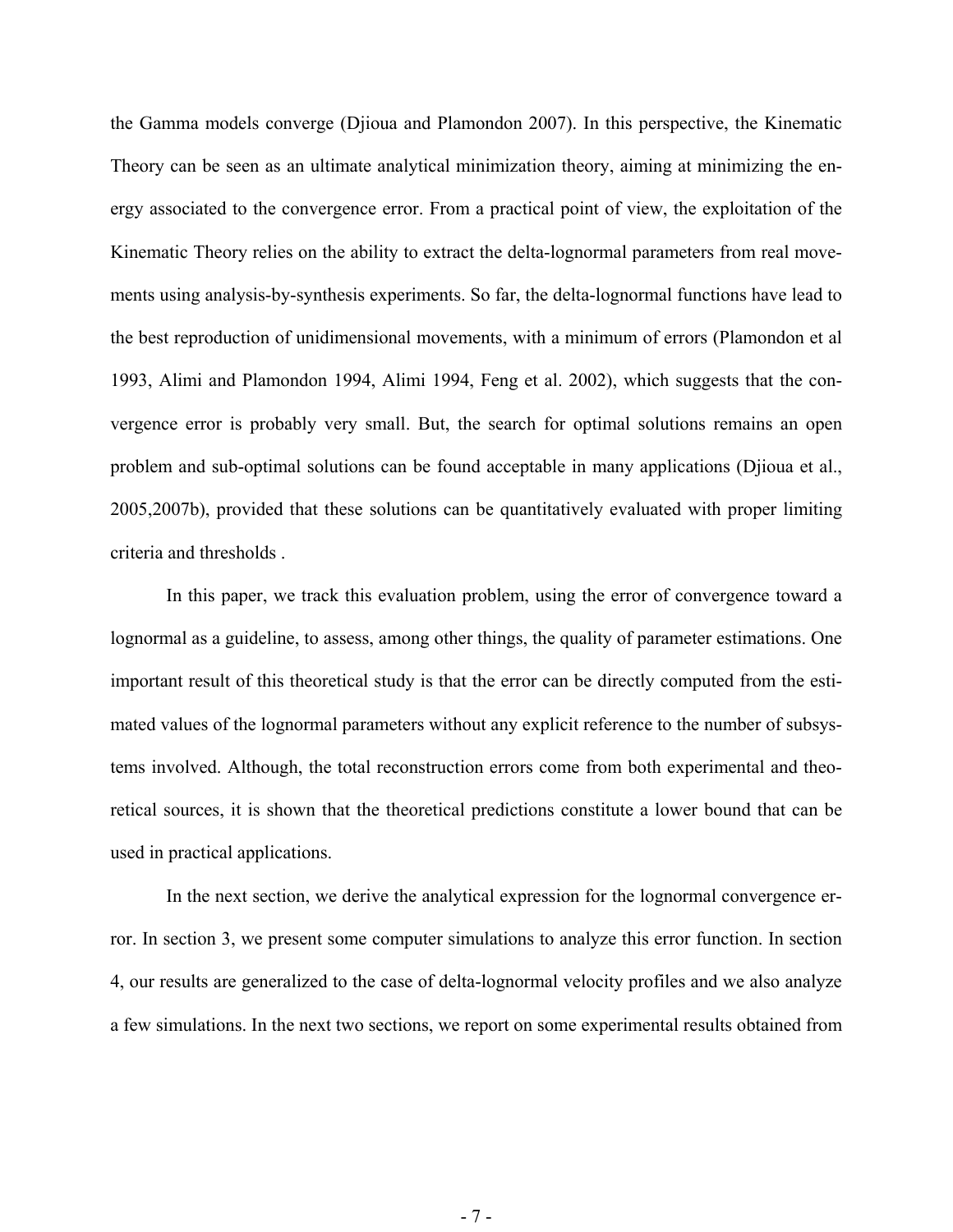the Gamma models converge (Djioua and Plamondon 2007). In this perspective, the Kinematic Theory can be seen as an ultimate analytical minimization theory, aiming at minimizing the energy associated to the convergence error. From a practical point of view, the exploitation of the Kinematic Theory relies on the ability to extract the delta-lognormal parameters from real movements using analysis-by-synthesis experiments. So far, the delta-lognormal functions have lead to the best reproduction of unidimensional movements, with a minimum of errors (Plamondon et al 1993, Alimi and Plamondon 1994, Alimi 1994, Feng et al. 2002), which suggests that the convergence error is probably very small. But, the search for optimal solutions remains an open problem and sub-optimal solutions can be found acceptable in many applications (Djioua et al., 2005,2007b), provided that these solutions can be quantitatively evaluated with proper limiting criteria and thresholds .

In this paper, we track this evaluation problem, using the error of convergence toward a lognormal as a guideline, to assess, among other things, the quality of parameter estimations. One important result of this theoretical study is that the error can be directly computed from the estimated values of the lognormal parameters without any explicit reference to the number of subsystems involved. Although, the total reconstruction errors come from both experimental and theoretical sources, it is shown that the theoretical predictions constitute a lower bound that can be used in practical applications.

In the next section, we derive the analytical expression for the lognormal convergence error. In section 3, we present some computer simulations to analyze this error function. In section 4, our results are generalized to the case of delta-lognormal velocity profiles and we also analyze a few simulations. In the next two sections, we report on some experimental results obtained from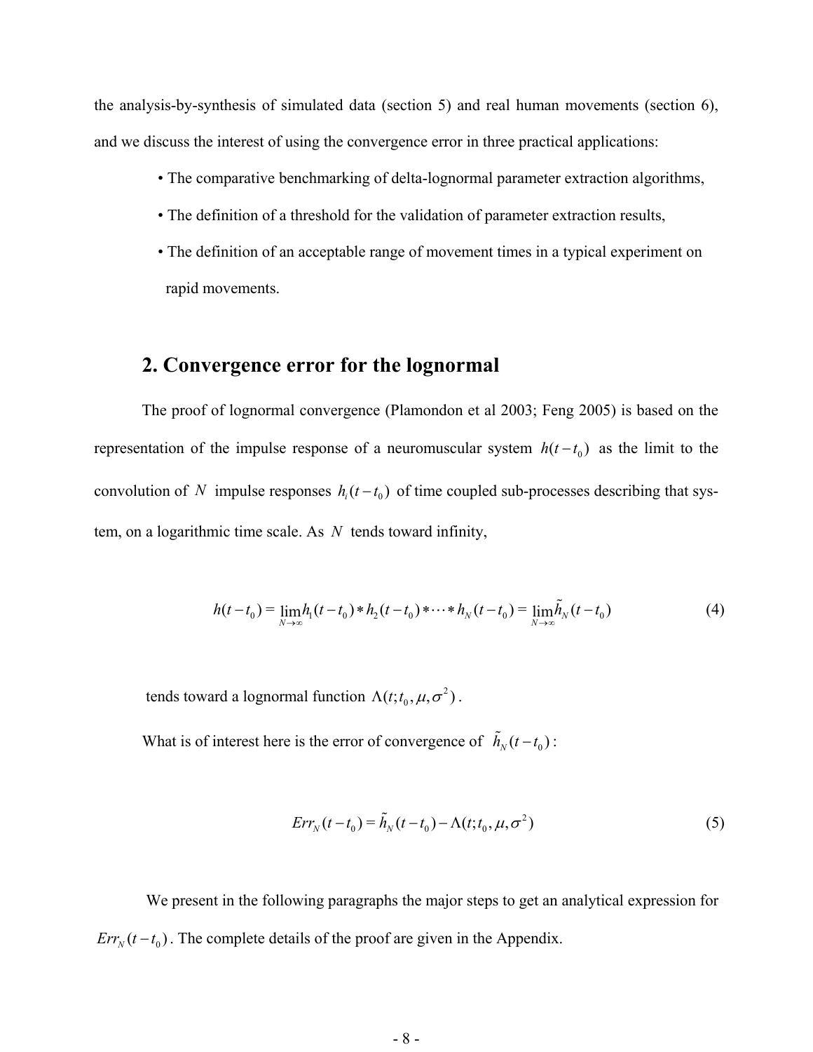the analysis-by-synthesis of simulated data (section 5) and real human movements (section 6), and we discuss the interest of using the convergence error in three practical applications:

- The comparative benchmarking of delta-lognormal parameter extraction algorithms,
- The definition of a threshold for the validation of parameter extraction results,
- The definition of an acceptable range of movement times in a typical experiment on rapid movements.

## 2. Convergence error for the lognormal

The proof of lognormal convergence (Plamondon et al 2003; Feng 2005) is based on the representation of the impulse response of a neuromuscular system $h(t-t_0)$ as the limit to the convolution of $N$ impulse responses $h_i(t-t_0)$ of time coupled sub-processes describing that system, on a logarithmic time scale. As $N$ tends toward infinity,

$$h(t-t_0) = \lim_{N\to\infty} h_1(t-t_0) * h_2(t-t_0) * \cdots * h_N(t-t_0) = \lim_{N\to\infty} \tilde{h}_N(t-t_0) \tag{4}$$

tends toward a lognormal function $\Lambda(t; t_0, \mu, \sigma^2)$.

What is of interest here is the error of convergence of $\tilde{h}_N(t-t_0)$:

$$Err_N(t-t_0) = \tilde{h}_N(t-t_0) - \Lambda(t; t_0, \mu, \sigma^2) \tag{5}$$

We present in the following paragraphs the major steps to get an analytical expression for $Err_N(t-t_0)$. The complete details of the proof are given in the Appendix.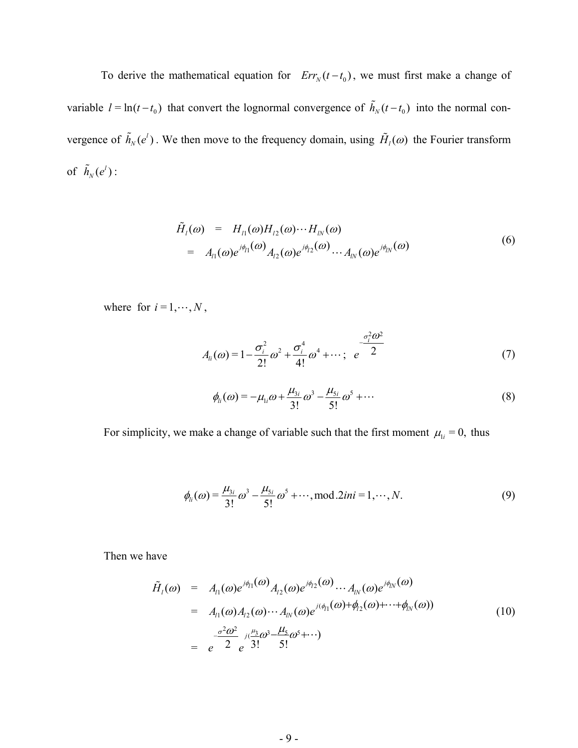To derive the mathematical equation for $Err_N(t-t_0)$, we must first make a change of variable $l = \ln(t-t_0)$ that convert the lognormal convergence of $\tilde{h}_N(t-t_0)$ into the normal convergence of $\tilde{h}_N(e^l)$. We then move to the frequency domain, using $\tilde{H}_l(\omega)$ the Fourier transform of $\tilde{h}_N(e^l)$:

$$
\begin{aligned}
\tilde{H}_l(\omega) &= H_{l1}(\omega)H_{l2}(\omega)\cdots H_{lN}(\omega) \\
&= A_{l1}(\omega)e^{j\phi_{l1}(\omega)}A_{l2}(\omega)e^{j\phi_{l2}(\omega)}\cdots A_{lN}(\omega)e^{j\phi_{lN}(\omega)}
\end{aligned} \tag{6}
$$

where for $i = 1, \cdots, N$,

$$
A_{li}(\omega) = 1 - \frac{\sigma_i^2}{2!}\omega^2 + \frac{\sigma_i^4}{4!}\omega^4 + \cdots ;\ e^{-\frac{\sigma_i^2\omega^2}{2}} \tag{7}
$$

$$
\phi_{li}(\omega) = -\mu_{1i}\omega + \frac{\mu_{3i}}{3!}\omega^3 - \frac{\mu_{5i}}{5!}\omega^5 + \cdots \tag{8}
$$

For simplicity, we make a change of variable such that the first moment $\mu_{1i} = 0$, thus

$$
\phi_{li}(\omega) = \frac{\mu_{3i}}{3!}\omega^3 - \frac{\mu_{5i}}{5!}\omega^5 + \cdots, \mathrm{mod}.2ini = 1, \cdots, N. \tag{9}
$$

Then we have

$$
\begin{aligned}
\tilde{H}_l(\omega) &= A_{l1}(\omega)e^{j\phi_{l1}(\omega)}A_{l2}(\omega)e^{j\phi_{l2}(\omega)}\cdots A_{lN}(\omega)e^{j\phi_{lN}(\omega)} \\
&= A_{l1}(\omega)A_{l2}(\omega)\cdots A_{lN}(\omega)e^{j(\phi_{l1}(\omega)+\phi_{l2}(\omega)+\cdots+\phi_{lN}(\omega))} \\
&= e^{-\frac{\sigma^2\omega^2}{2}} e^{j(\frac{\mu_3}{3!}\omega^3 - \frac{\mu_5}{5!}\omega^5 + \cdots)}
\end{aligned} \tag{10}
$$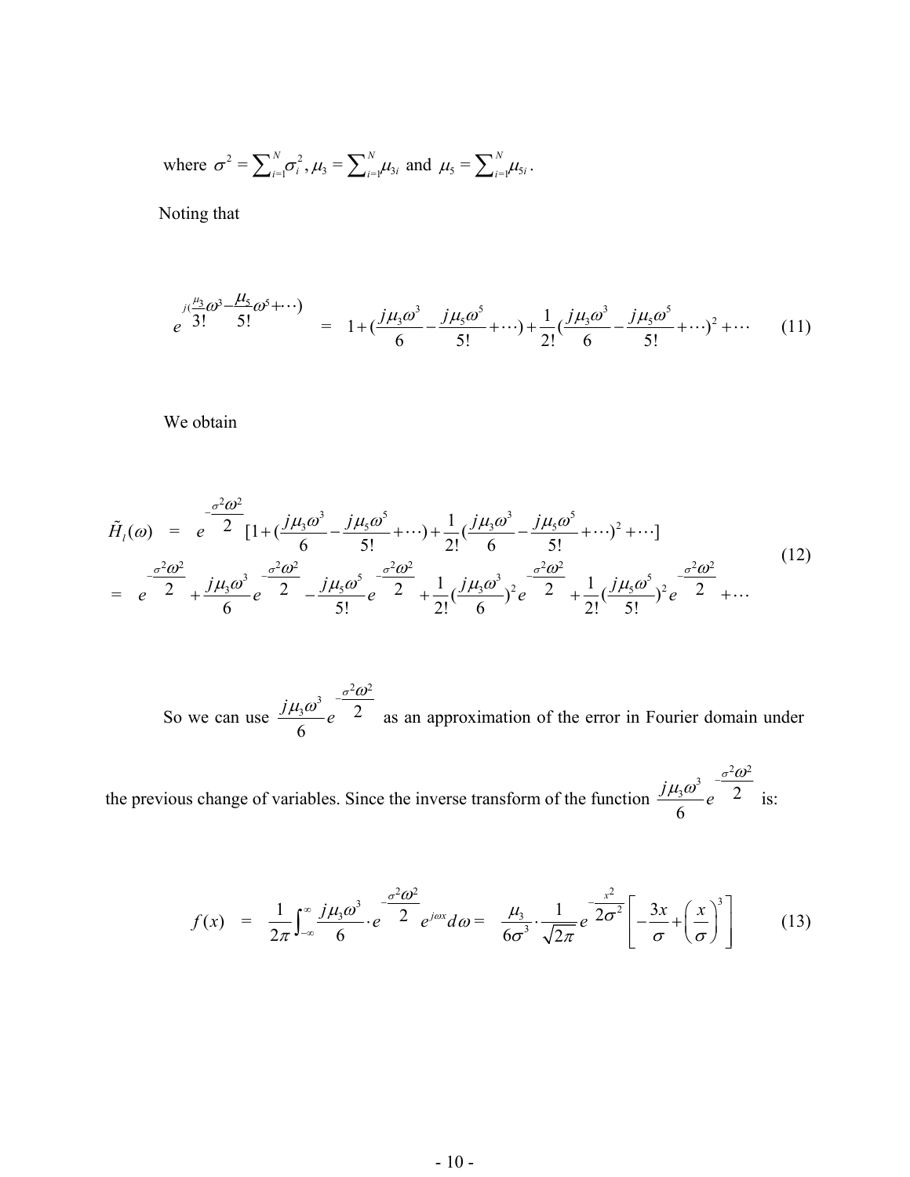where $\sigma^2 = \sum_{i=1}^{N} \sigma_i^2$, $\mu_3 = \sum_{i=1}^{N} \mu_{3i}$ and $\mu_5 = \sum_{i=1}^{N} \mu_{5i}$.

Noting that

$$
e^{j(\frac{\mu_3}{3!}\omega^3 - \frac{\mu_5}{5!}\omega^5 + \cdots)} = 1 + (\frac{j\mu_3\omega^3}{6} - \frac{j\mu_5\omega^5}{5!} + \cdots) + \frac{1}{2!}(\frac{j\mu_3\omega^3}{6} - \frac{j\mu_5\omega^5}{5!} + \cdots)^2 + \cdots \tag{11}
$$

We obtain

$$
\begin{aligned}
\tilde{H}_I(\omega) &= e^{-\frac{\sigma^2\omega^2}{2}} [1 + (\frac{j\mu_3\omega^3}{6} - \frac{j\mu_5\omega^5}{5!} + \cdots) + \frac{1}{2!}(\frac{j\mu_3\omega^3}{6} - \frac{j\mu_5\omega^5}{5!} + \cdots)^2 + \cdots] \\
&= e^{-\frac{\sigma^2\omega^2}{2}} + \frac{j\mu_3\omega^3}{6} e^{-\frac{\sigma^2\omega^2}{2}} - \frac{j\mu_5\omega^5}{5!} e^{-\frac{\sigma^2\omega^2}{2}} + \frac{1}{2!}(\frac{j\mu_3\omega^3}{6})^2 e^{-\frac{\sigma^2\omega^2}{2}} + \frac{1}{2!}(\frac{j\mu_5\omega^5}{5!})^2 e^{-\frac{\sigma^2\omega^2}{2}} + \cdots
\end{aligned} \tag{12}
$$

So we can use $\frac{j\mu_3\omega^3}{6} e^{-\frac{\sigma^2\omega^2}{2}}$ as an approximation of the error in Fourier domain under the previous change of variables. Since the inverse transform of the function $\frac{j\mu_3\omega^3}{6} e^{-\frac{\sigma^2\omega^2}{2}}$ is:

$$
f(x) = \frac{1}{2\pi}\int_{-\infty}^{\infty} \frac{j\mu_3\omega^3}{6} \cdot e^{-\frac{\sigma^2\omega^2}{2}} e^{j\omega x} d\omega = \frac{\mu_3}{6\sigma^3} \cdot \frac{1}{\sqrt{2\pi}} e^{-\frac{x^2}{2\sigma^2}} \left[ -\frac{3x}{\sigma} + \left(\frac{x}{\sigma}\right)^3 \right] \tag{13}
$$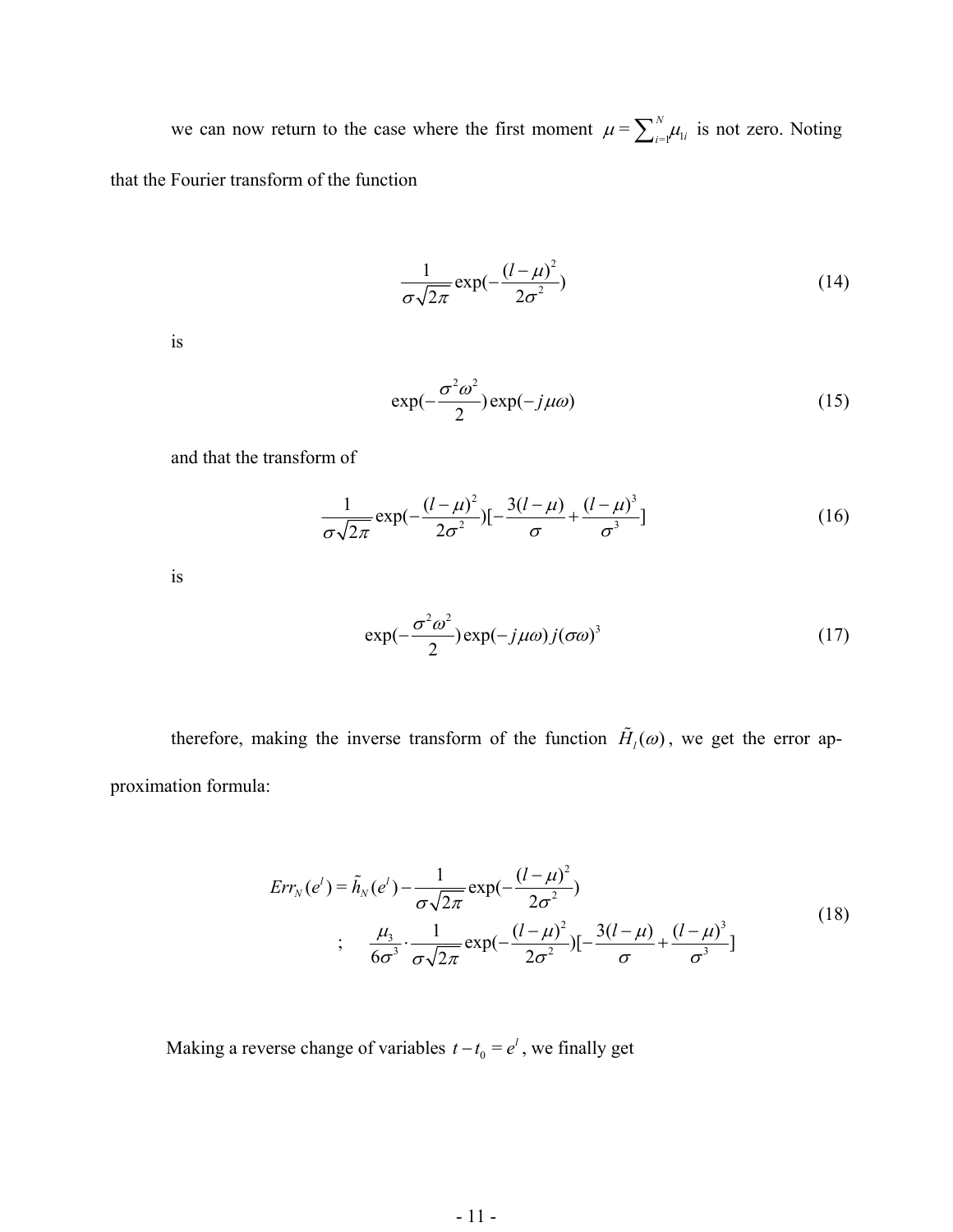we can now return to the case where the first moment $\mu = \sum_{i=1}^{N} \mu_{1i}$ is not zero. Noting that the Fourier transform of the function

$$\frac{1}{\sigma\sqrt{2\pi}} \exp\left(-\frac{(l-\mu)^2}{2\sigma^2}\right) \tag{14}$$

is

$$\exp\left(-\frac{\sigma^2\omega^2}{2}\right)\exp(-j\mu\omega) \tag{15}$$

and that the transform of

$$\frac{1}{\sigma\sqrt{2\pi}} \exp\left(-\frac{(l-\mu)^2}{2\sigma^2}\right)\left[-\frac{3(l-\mu)}{\sigma} + \frac{(l-\mu)^3}{\sigma^3}\right] \tag{16}$$

is

$$\exp\left(-\frac{\sigma^2\omega^2}{2}\right)\exp(-j\mu\omega)\, j(\sigma\omega)^3 \tag{17}$$

therefore, making the inverse transform of the function $\tilde{H}_l(\omega)$, we get the error approximation formula:

$$\begin{aligned} Err_N(e^l) &= \tilde{h}_N(e^l) - \frac{1}{\sigma\sqrt{2\pi}} \exp\left(-\frac{(l-\mu)^2}{2\sigma^2}\right) \\ &; \quad \frac{\mu_3}{6\sigma^3} \cdot \frac{1}{\sigma\sqrt{2\pi}} \exp\left(-\frac{(l-\mu)^2}{2\sigma^2}\right)\left[-\frac{3(l-\mu)}{\sigma} + \frac{(l-\mu)^3}{\sigma^3}\right] \end{aligned} \tag{18}$$

Making a reverse change of variables $t - t_0 = e^l$, we finally get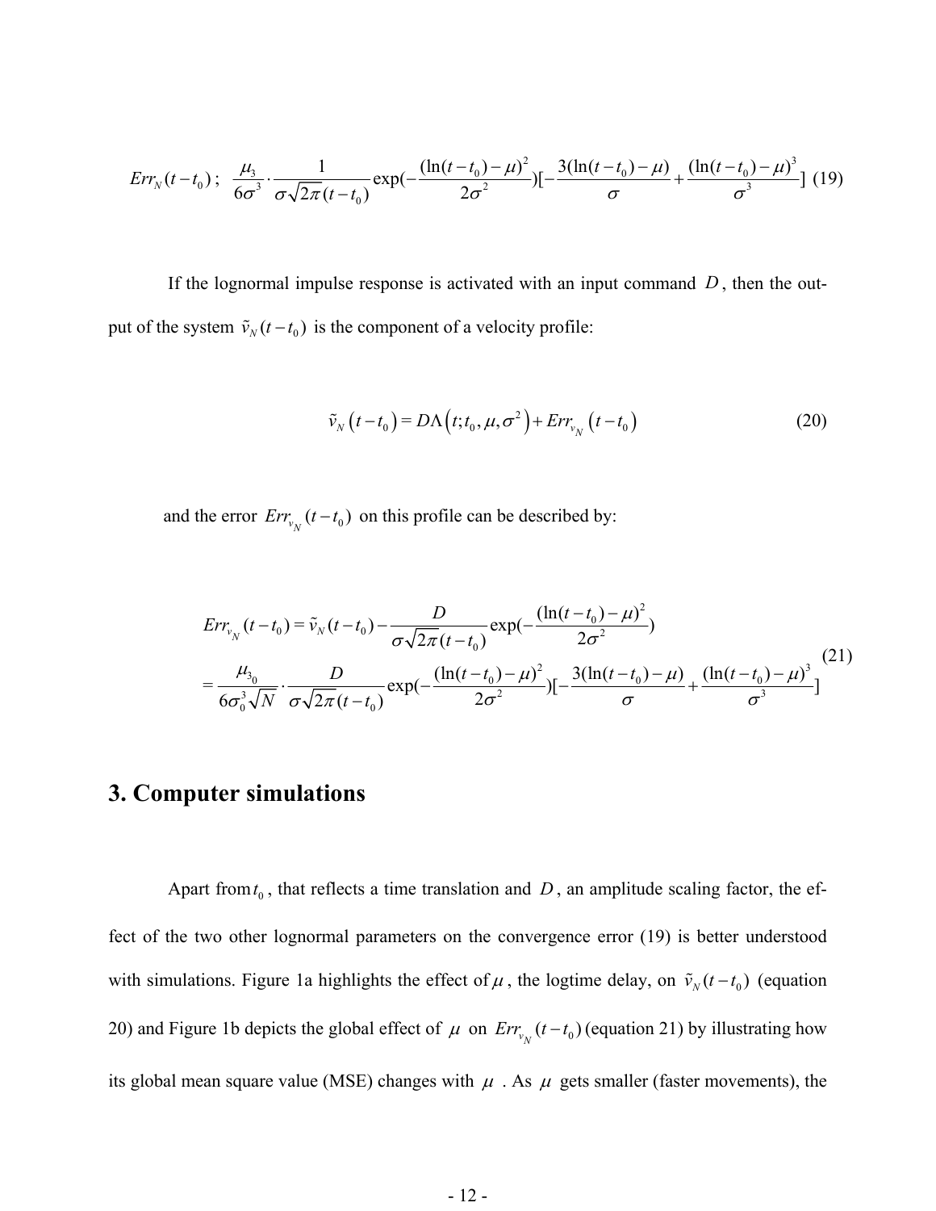$$Err_N(t-t_0) \approx \frac{\mu_3}{6\sigma^3}\cdot\frac{1}{\sigma\sqrt{2\pi}(t-t_0)}\exp\left(-\frac{(\ln(t-t_0)-\mu)^2}{2\sigma^2}\right)\left[-\frac{3(\ln(t-t_0)-\mu)}{\sigma}+\frac{(\ln(t-t_0)-\mu)^3}{\sigma^3}\right] \quad (19)$$

If the lognormal impulse response is activated with an input command $D$, then the output of the system $\tilde{v}_N(t-t_0)$ is the component of a velocity profile:

$$\tilde{v}_N(t-t_0) = D\Lambda(t;t_0,\mu,\sigma^2) + Err_{v_N}(t-t_0) \quad (20)$$

and the error $Err_{v_N}(t-t_0)$ on this profile can be described by:

$$\begin{aligned} Err_{v_N}(t-t_0) &= \tilde{v}_N(t-t_0) - \frac{D}{\sigma\sqrt{2\pi}(t-t_0)}\exp\left(-\frac{(\ln(t-t_0)-\mu)^2}{2\sigma^2}\right) \\ &= \frac{\mu_{3_0}}{6\sigma_0^3\sqrt{N}}\cdot\frac{D}{\sigma\sqrt{2\pi}(t-t_0)}\exp\left(-\frac{(\ln(t-t_0)-\mu)^2}{2\sigma^2}\right)\left[-\frac{3(\ln(t-t_0)-\mu)}{\sigma}+\frac{(\ln(t-t_0)-\mu)^3}{\sigma^3}\right] \end{aligned} \quad (21)$$

# 3. Computer simulations

Apart from $t_0$, that reflects a time translation and $D$, an amplitude scaling factor, the effect of the two other lognormal parameters on the convergence error (19) is better understood with simulations. Figure 1a highlights the effect of $\mu$, the logtime delay, on $\tilde{v}_N(t-t_0)$ (equation 20) and Figure 1b depicts the global effect of $\mu$ on $Err_{v_N}(t-t_0)$ (equation 21) by illustrating how its global mean square value (MSE) changes with $\mu$. As $\mu$ gets smaller (faster movements), the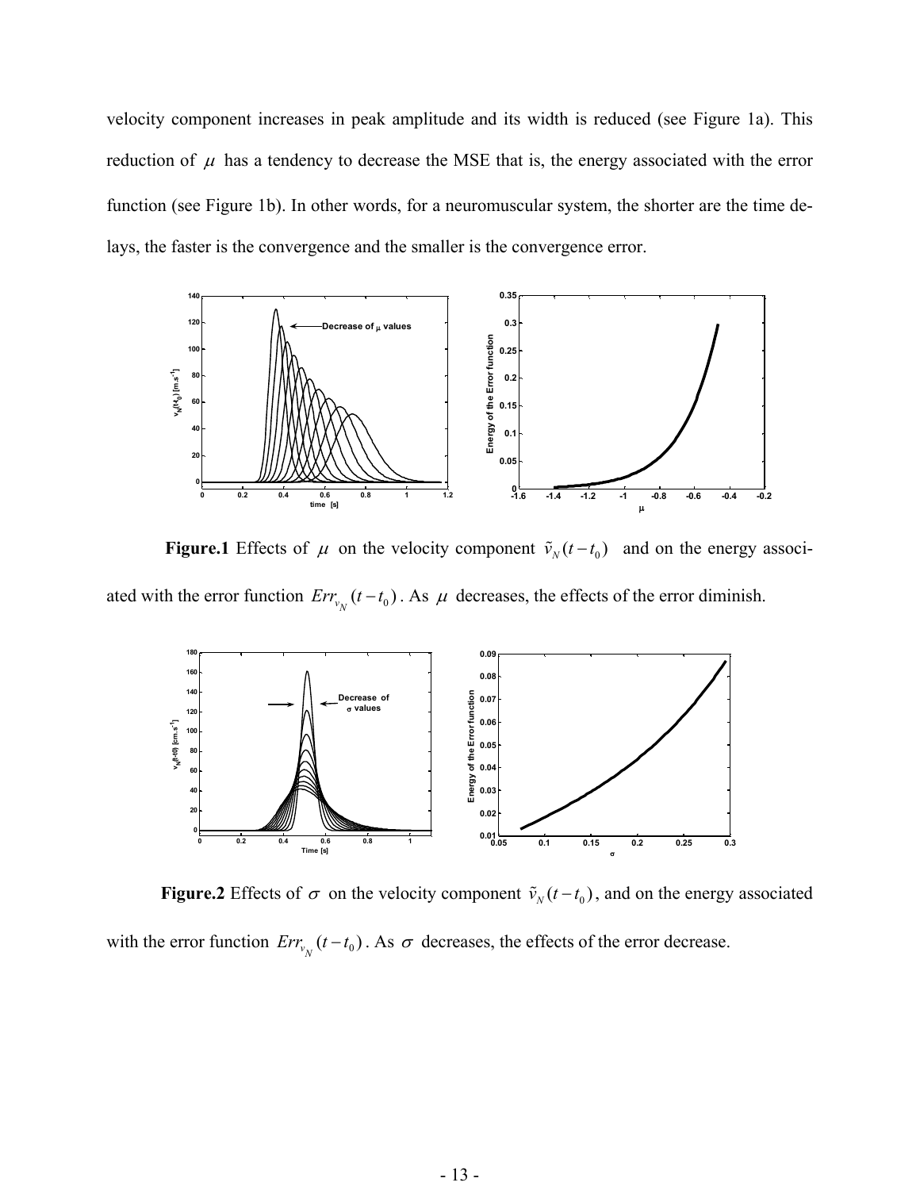velocity component increases in peak amplitude and its width is reduced (see Figure 1a). This reduction of $\mu$ has a tendency to decrease the MSE that is, the energy associated with the error function (see Figure 1b). In other words, for a neuromuscular system, the shorter are the time delays, the faster is the convergence and the smaller is the convergence error.

**Figure.1** Effects of $\mu$ on the velocity component $\tilde{v}_N(t-t_0)$ and on the energy associated with the error function $Err_{v_N}(t-t_0)$. As $\mu$ decreases, the effects of the error diminish.

**Figure.2** Effects of $\sigma$ on the velocity component $\tilde{v}_N(t-t_0)$, and on the energy associated with the error function $Err_{v_N}(t-t_0)$. As $\sigma$ decreases, the effects of the error decrease.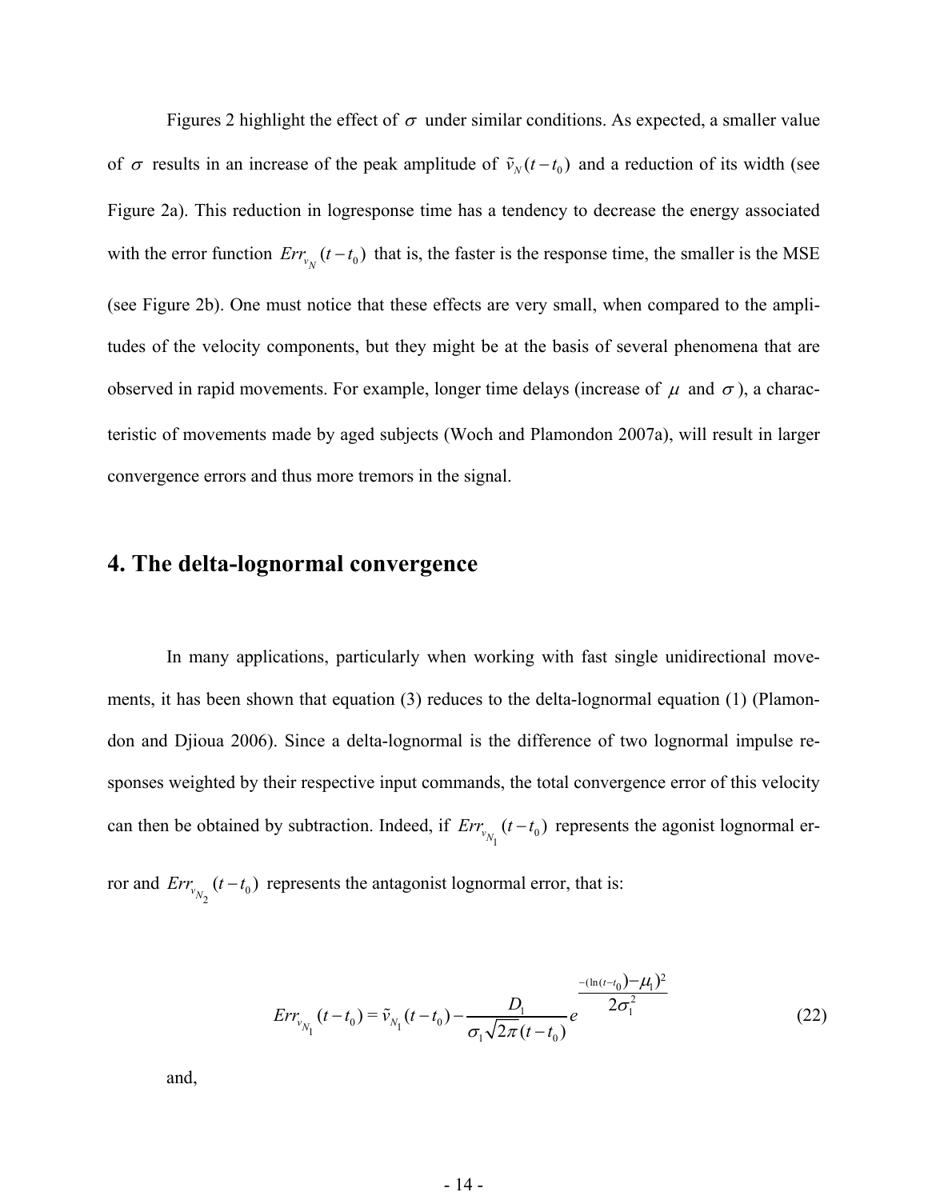Figures 2 highlight the effect of $\sigma$ under similar conditions. As expected, a smaller value of $\sigma$ results in an increase of the peak amplitude of $\tilde{v}_N(t-t_0)$ and a reduction of its width (see Figure 2a). This reduction in logresponse time has a tendency to decrease the energy associated with the error function $Err_{v_N}(t-t_0)$ that is, the faster is the response time, the smaller is the MSE (see Figure 2b). One must notice that these effects are very small, when compared to the amplitudes of the velocity components, but they might be at the basis of several phenomena that are observed in rapid movements. For example, longer time delays (increase of $\mu$ and $\sigma$), a characteristic of movements made by aged subjects (Woch and Plamondon 2007a), will result in larger convergence errors and thus more tremors in the signal.

## 4. The delta-lognormal convergence

In many applications, particularly when working with fast single unidirectional movements, it has been shown that equation (3) reduces to the delta-lognormal equation (1) (Plamondon and Djioua 2006). Since a delta-lognormal is the difference of two lognormal impulse responses weighted by their respective input commands, the total convergence error of this velocity can then be obtained by subtraction. Indeed, if $Err_{v_{N_1}}(t-t_0)$ represents the agonist lognormal error and $Err_{v_{N_2}}(t-t_0)$ represents the antagonist lognormal error, that is:

$$Err_{v_{N_1}}(t-t_0) = \tilde{v}_{N_1}(t-t_0) - \frac{D_1}{\sigma_1\sqrt{2\pi}(t-t_0)} e^{\frac{-(\ln(t-t_0)-\mu_1)^2}{2\sigma_1^2}} \tag{22}$$

and,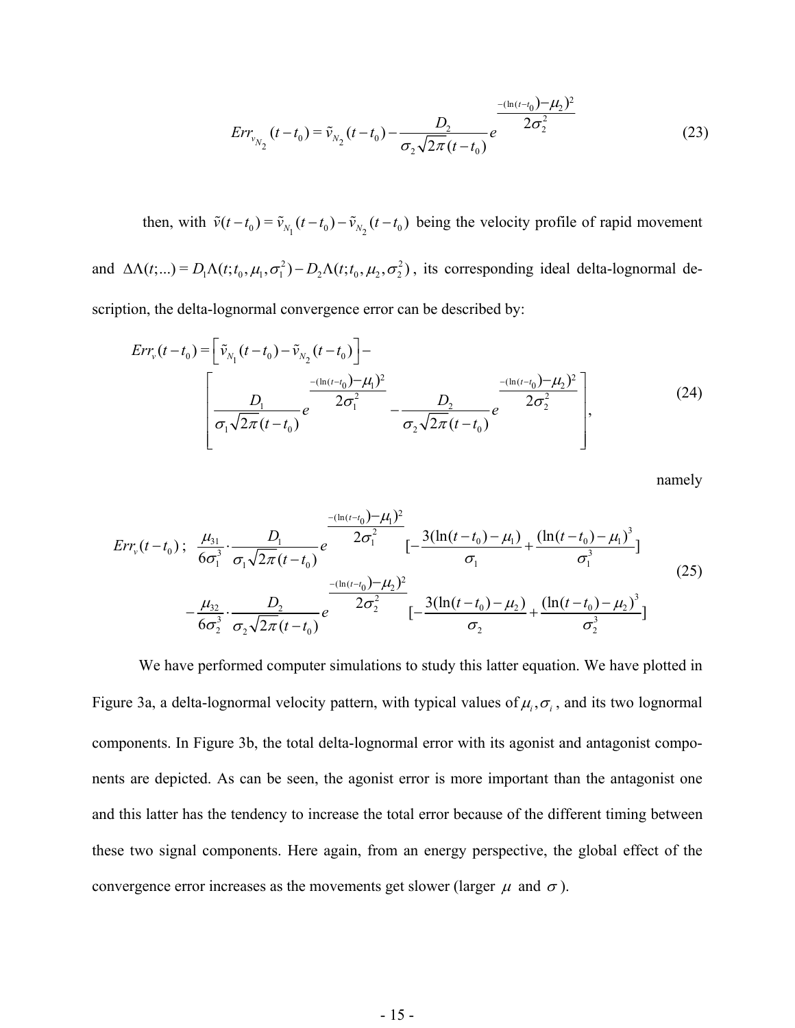$$Err_{v_{N_2}}(t-t_0) = \tilde{v}_{N_2}(t-t_0) - \frac{D_2}{\sigma_2\sqrt{2\pi}(t-t_0)} e^{\frac{-(\ln(t-t_0)-\mu_2)^2}{2\sigma_2^2}} \tag{23}$$

then, with $\tilde{v}(t-t_0) = \tilde{v}_{N_1}(t-t_0) - \tilde{v}_{N_2}(t-t_0)$ being the velocity profile of rapid movement and $\Delta\Lambda(t;...) = D_1\Lambda(t;t_0,\mu_1,\sigma_1^2) - D_2\Lambda(t;t_0,\mu_2,\sigma_2^2)$, its corresponding ideal delta-lognormal description, the delta-lognormal convergence error can be described by:

$$Err_v(t-t_0) = \left[\tilde{v}_{N_1}(t-t_0) - \tilde{v}_{N_2}(t-t_0)\right] - \left[\frac{D_1}{\sigma_1\sqrt{2\pi}(t-t_0)} e^{\frac{-(\ln(t-t_0)-\mu_1)^2}{2\sigma_1^2}} - \frac{D_2}{\sigma_2\sqrt{2\pi}(t-t_0)} e^{\frac{-(\ln(t-t_0)-\mu_2)^2}{2\sigma_2^2}}\right], \tag{24}$$

namely

$$\begin{aligned} Err_v(t-t_0) \approx\ & \frac{\mu_{31}}{6\sigma_1^3} \cdot \frac{D_1}{\sigma_1\sqrt{2\pi}(t-t_0)} e^{\frac{-(\ln(t-t_0)-\mu_1)^2}{2\sigma_1^2}} \left[-\frac{3(\ln(t-t_0)-\mu_1)}{\sigma_1} + \frac{(\ln(t-t_0)-\mu_1)^3}{\sigma_1^3}\right] \\ & - \frac{\mu_{32}}{6\sigma_2^3} \cdot \frac{D_2}{\sigma_2\sqrt{2\pi}(t-t_0)} e^{\frac{-(\ln(t-t_0)-\mu_2)^2}{2\sigma_2^2}} \left[-\frac{3(\ln(t-t_0)-\mu_2)}{\sigma_2} + \frac{(\ln(t-t_0)-\mu_2)^3}{\sigma_2^3}\right] \end{aligned} \tag{25}$$

We have performed computer simulations to study this latter equation. We have plotted in Figure 3a, a delta-lognormal velocity pattern, with typical values of $\mu_i, \sigma_i$, and its two lognormal components. In Figure 3b, the total delta-lognormal error with its agonist and antagonist components are depicted. As can be seen, the agonist error is more important than the antagonist one and this latter has the tendency to increase the total error because of the different timing between these two signal components. Here again, from an energy perspective, the global effect of the convergence error increases as the movements get slower (larger $\mu$ and $\sigma$).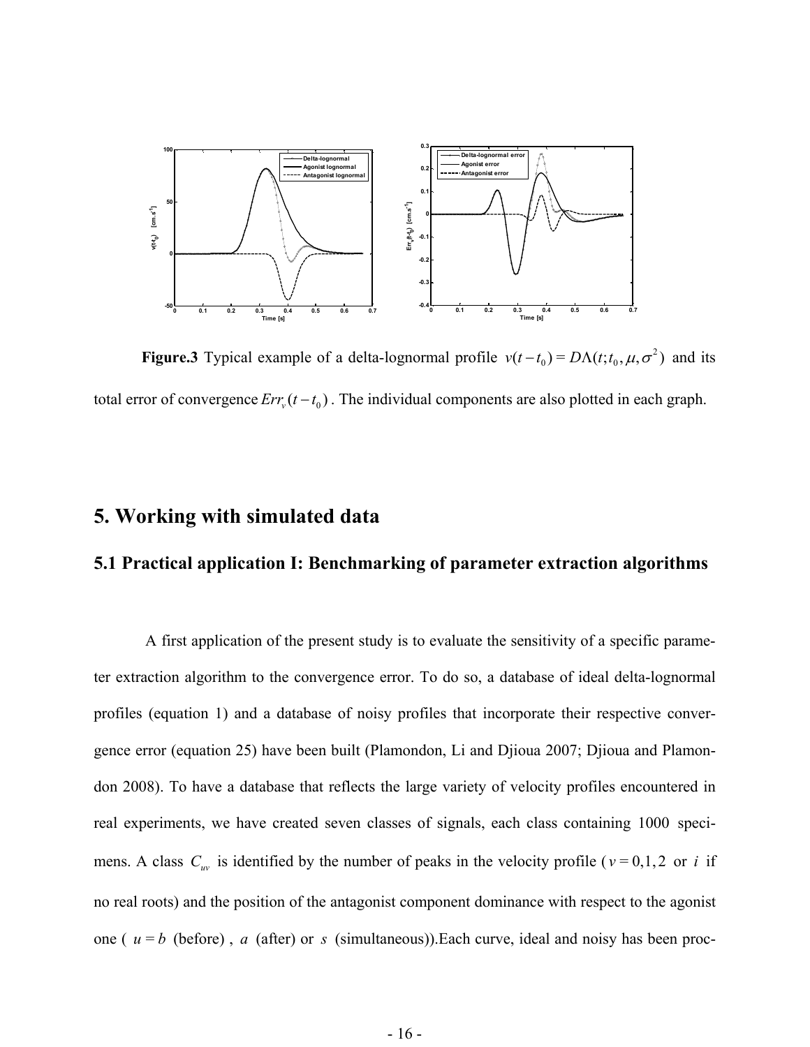**Figure.3** Typical example of a delta-lognormal profile $v(t-t_0) = D\Lambda(t;t_0,\mu,\sigma^2)$ and its total error of convergence $Err_v(t-t_0)$. The individual components are also plotted in each graph.

# 5. Working with simulated data

## 5.1 Practical application I: Benchmarking of parameter extraction algorithms

A first application of the present study is to evaluate the sensitivity of a specific parameter extraction algorithm to the convergence error. To do so, a database of ideal delta-lognormal profiles (equation 1) and a database of noisy profiles that incorporate their respective convergence error (equation 25) have been built (Plamondon, Li and Djioua 2007; Djioua and Plamondon 2008). To have a database that reflects the large variety of velocity profiles encountered in real experiments, we have created seven classes of signals, each class containing 1000 specimens. A class $C_{uv}$ is identified by the number of peaks in the velocity profile ($v = 0,1,2$ or $i$ if no real roots) and the position of the antagonist component dominance with respect to the agonist one ( $u = b$ (before) , $a$ (after) or $s$ (simultaneous)).Each curve, ideal and noisy has been proc-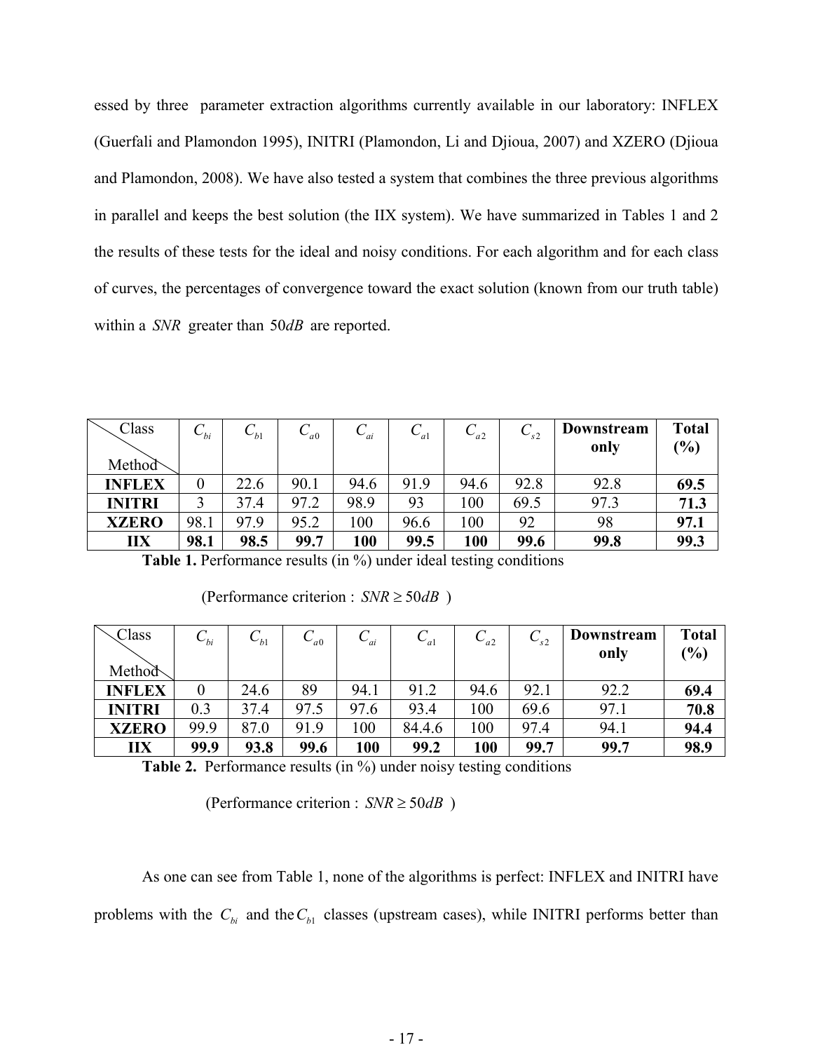essed by three parameter extraction algorithms currently available in our laboratory: INFLEX (Guerfali and Plamondon 1995), INITRI (Plamondon, Li and Djioua, 2007) and XZERO (Djioua and Plamondon, 2008). We have also tested a system that combines the three previous algorithms in parallel and keeps the best solution (the IIX system). We have summarized in Tables 1 and 2 the results of these tests for the ideal and noisy conditions. For each algorithm and for each class of curves, the percentages of convergence toward the exact solution (known from our truth table) within a $SNR$ greater than $50dB$ are reported.

| Class / Method | $C_{bi}$ | $C_{b1}$ | $C_{a0}$ | $C_{ai}$ | $C_{a1}$ | $C_{a2}$ | $C_{s2}$ | **Downstream only** | **Total (%)** |
|---|---|---|---|---|---|---|---|---|---|
| **INFLEX** | 0 | 22.6 | 90.1 | 94.6 | 91.9 | 94.6 | 92.8 | 92.8 | **69.5** |
| **INITRI** | 3 | 37.4 | 97.2 | 98.9 | 93 | 100 | 69.5 | 97.3 | **71.3** |
| **XZERO** | 98.1 | 97.9 | 95.2 | 100 | 96.6 | 100 | 92 | 98 | **97.1** |
| **IIX** | **98.1** | **98.5** | **99.7** | **100** | **99.5** | **100** | **99.6** | **99.8** | **99.3** |

**Table 1.** Performance results (in %) under ideal testing conditions

(Performance criterion : $SNR \geq 50dB$ )

| Class / Method | $C_{bi}$ | $C_{b1}$ | $C_{a0}$ | $C_{ai}$ | $C_{a1}$ | $C_{a2}$ | $C_{s2}$ | **Downstream only** | **Total (%)** |
|---|---|---|---|---|---|---|---|---|---|
| **INFLEX** | 0 | 24.6 | 89 | 94.1 | 91.2 | 94.6 | 92.1 | 92.2 | **69.4** |
| **INITRI** | 0.3 | 37.4 | 97.5 | 97.6 | 93.4 | 100 | 69.6 | 97.1 | **70.8** |
| **XZERO** | 99.9 | 87.0 | 91.9 | 100 | 84.4.6 | 100 | 97.4 | 94.1 | **94.4** |
| **IIX** | **99.9** | **93.8** | **99.6** | **100** | **99.2** | **100** | **99.7** | **99.7** | **98.9** |

**Table 2.** Performance results (in %) under noisy testing conditions

(Performance criterion : $SNR \geq 50dB$ )

As one can see from Table 1, none of the algorithms is perfect: INFLEX and INITRI have problems with the $C_{bi}$ and the $C_{b1}$ classes (upstream cases), while INITRI performs better than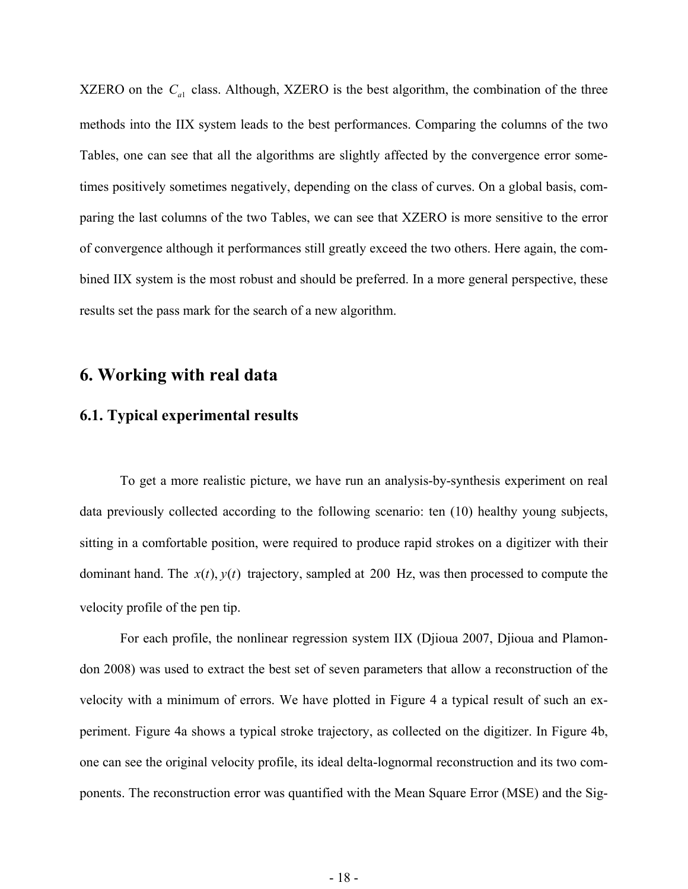XZERO on the $C_{a1}$ class. Although, XZERO is the best algorithm, the combination of the three methods into the IIX system leads to the best performances. Comparing the columns of the two Tables, one can see that all the algorithms are slightly affected by the convergence error sometimes positively sometimes negatively, depending on the class of curves. On a global basis, comparing the last columns of the two Tables, we can see that XZERO is more sensitive to the error of convergence although it performances still greatly exceed the two others. Here again, the combined IIX system is the most robust and should be preferred. In a more general perspective, these results set the pass mark for the search of a new algorithm.

## 6. Working with real data

### 6.1. Typical experimental results

To get a more realistic picture, we have run an analysis-by-synthesis experiment on real data previously collected according to the following scenario: ten (10) healthy young subjects, sitting in a comfortable position, were required to produce rapid strokes on a digitizer with their dominant hand. The $x(t), y(t)$ trajectory, sampled at $200$ Hz, was then processed to compute the velocity profile of the pen tip.

For each profile, the nonlinear regression system IIX (Djioua 2007, Djioua and Plamondon 2008) was used to extract the best set of seven parameters that allow a reconstruction of the velocity with a minimum of errors. We have plotted in Figure 4 a typical result of such an experiment. Figure 4a shows a typical stroke trajectory, as collected on the digitizer. In Figure 4b, one can see the original velocity profile, its ideal delta-lognormal reconstruction and its two components. The reconstruction error was quantified with the Mean Square Error (MSE) and the Sig-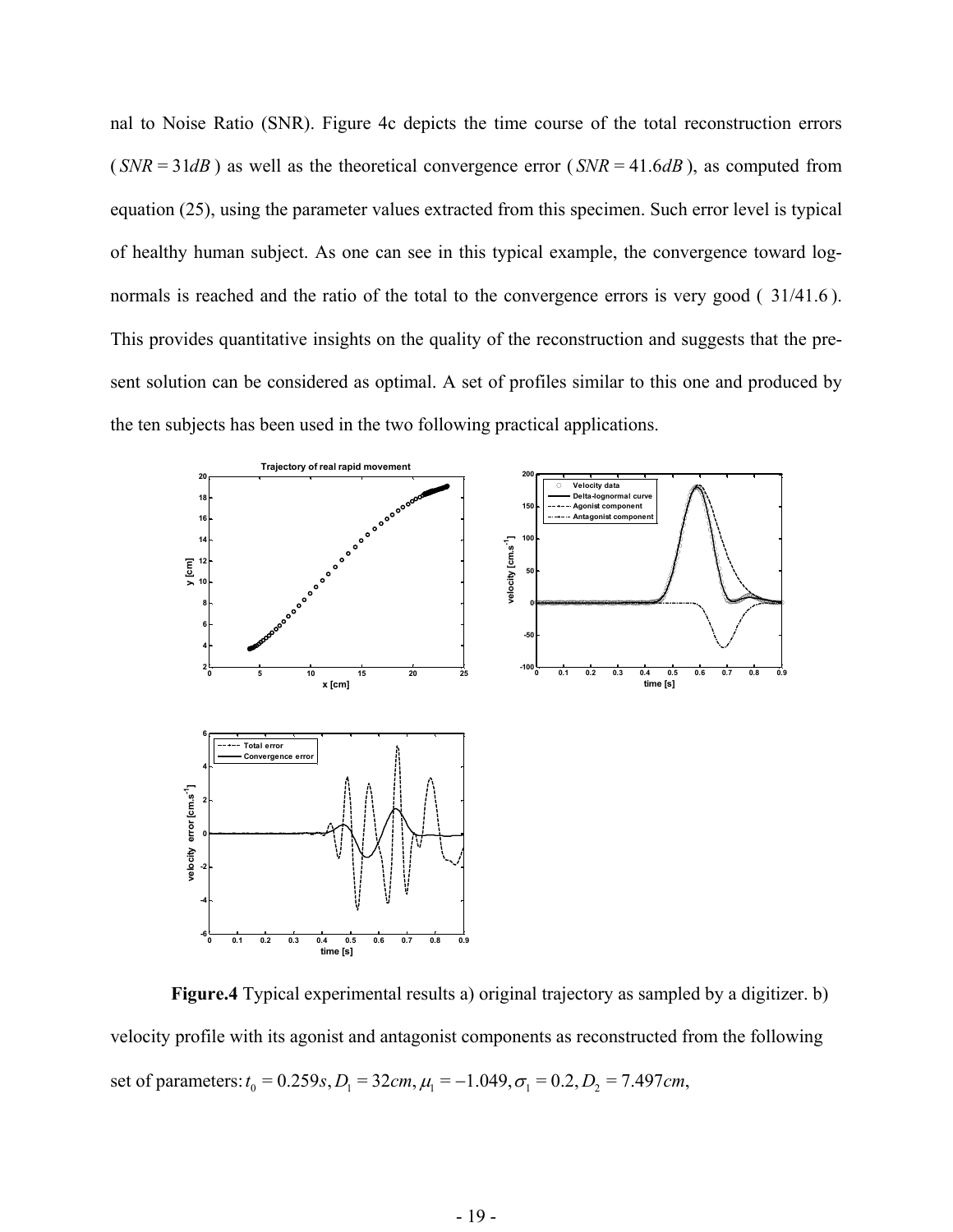nal to Noise Ratio (SNR). Figure 4c depicts the time course of the total reconstruction errors ( $SNR = 31dB$ ) as well as the theoretical convergence error ( $SNR = 41.6dB$ ), as computed from equation (25), using the parameter values extracted from this specimen. Such error level is typical of healthy human subject. As one can see in this typical example, the convergence toward lognormals is reached and the ratio of the total to the convergence errors is very good ( $31/41.6$ ). This provides quantitative insights on the quality of the reconstruction and suggests that the present solution can be considered as optimal. A set of profiles similar to this one and produced by the ten subjects has been used in the two following practical applications.

**Figure.4** Typical experimental results a) original trajectory as sampled by a digitizer. b) velocity profile with its agonist and antagonist components as reconstructed from the following set of parameters: $t_0 = 0.259s, D_1 = 32cm, \mu_1 = -1.049, \sigma_1 = 0.2, D_2 = 7.497cm,$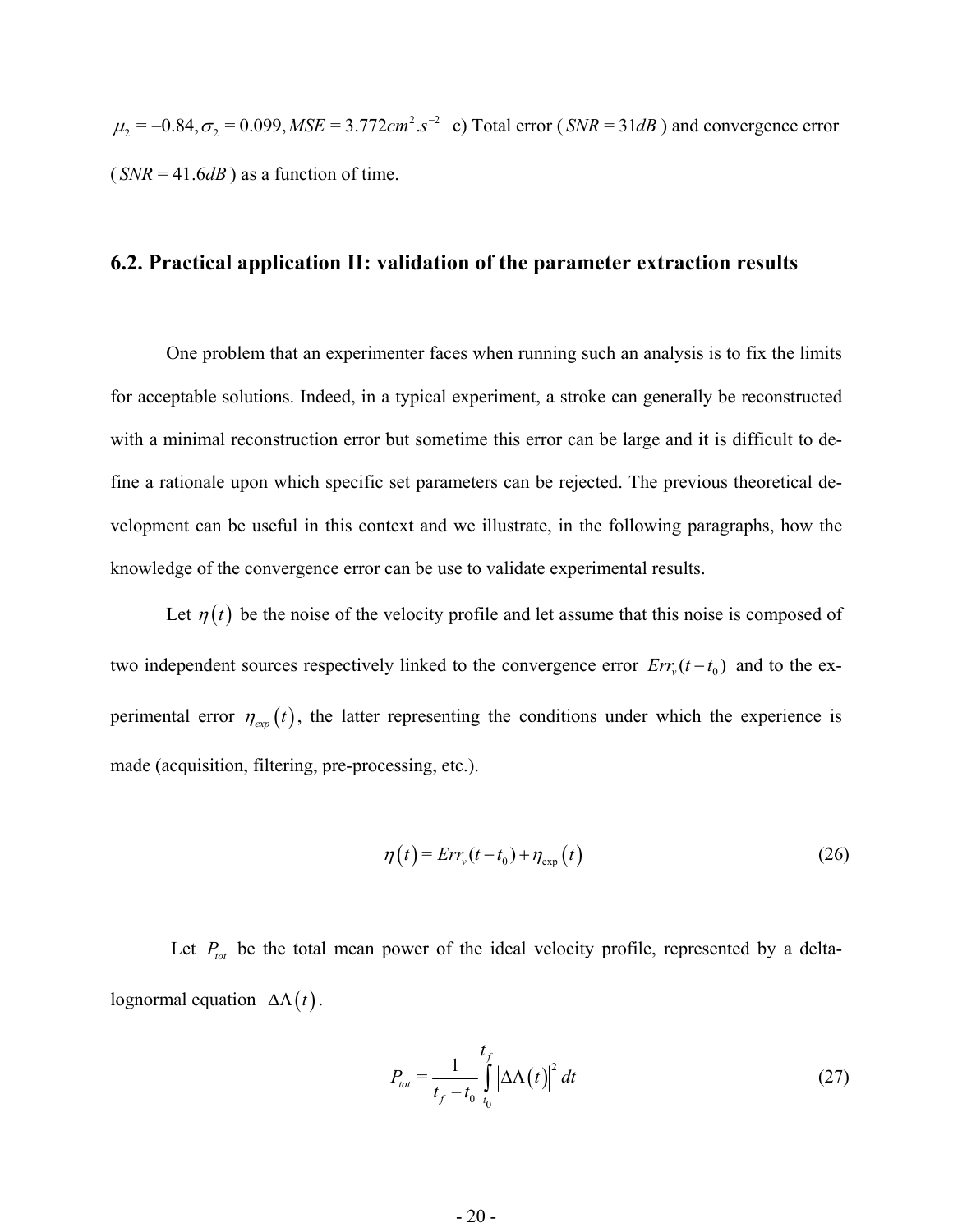$\mu_2 = -0.84, \sigma_2 = 0.099, MSE = 3.772 cm^2.s^{-2}$ c) Total error ($SNR = 31dB$) and convergence error ($SNR = 41.6dB$) as a function of time.

## 6.2. Practical application II: validation of the parameter extraction results

One problem that an experimenter faces when running such an analysis is to fix the limits for acceptable solutions. Indeed, in a typical experiment, a stroke can generally be reconstructed with a minimal reconstruction error but sometime this error can be large and it is difficult to define a rationale upon which specific set parameters can be rejected. The previous theoretical development can be useful in this context and we illustrate, in the following paragraphs, how the knowledge of the convergence error can be use to validate experimental results.

Let $\eta(t)$ be the noise of the velocity profile and let assume that this noise is composed of two independent sources respectively linked to the convergence error $Err_v(t-t_0)$ and to the experimental error $\eta_{exp}(t)$, the latter representing the conditions under which the experience is made (acquisition, filtering, pre-processing, etc.).

$$\eta(t) = Err_v(t-t_0) + \eta_{\exp}(t) \tag{26}$$

Let $P_{tot}$ be the total mean power of the ideal velocity profile, represented by a delta-lognormal equation $\Delta\Lambda(t)$.

$$P_{tot} = \frac{1}{t_f - t_0} \int_{t_0}^{t_f} \left|\Delta\Lambda(t)\right|^2 dt \tag{27}$$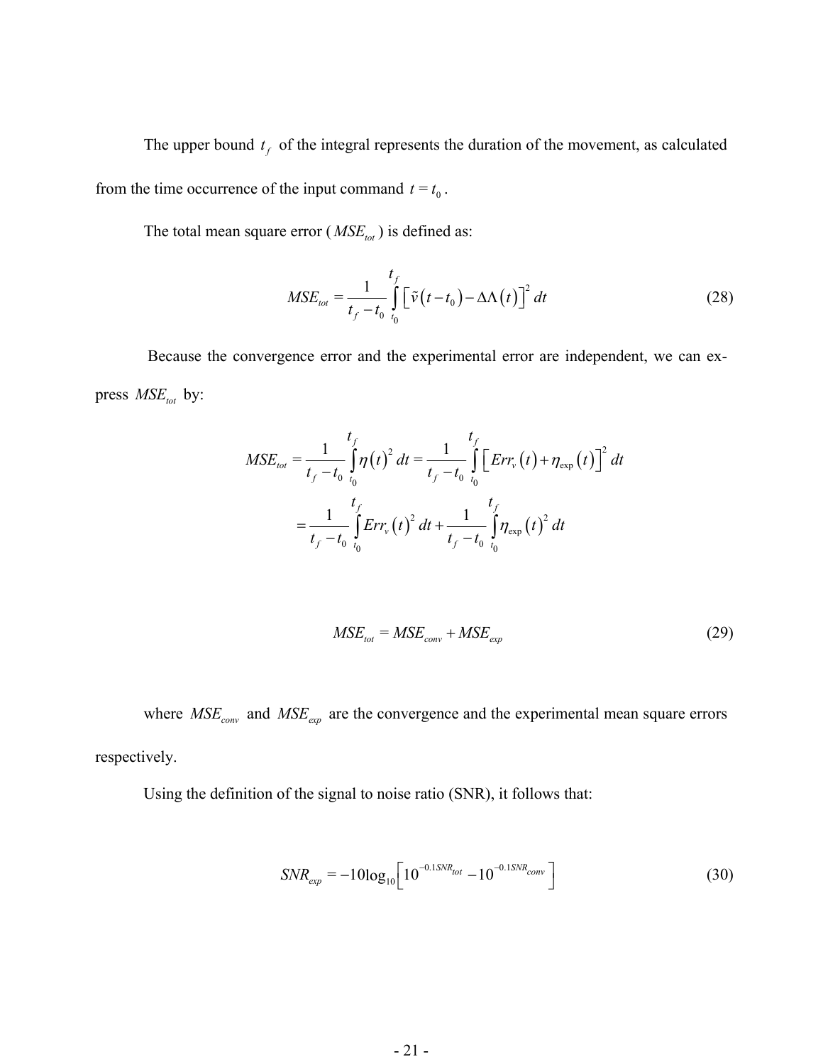The upper bound $t_f$ of the integral represents the duration of the movement, as calculated from the time occurrence of the input command $t = t_0$.

The total mean square error ($MSE_{tot}$) is defined as:

$$MSE_{tot} = \frac{1}{t_f - t_0} \int_{t_0}^{t_f} \left[ \tilde{v}\left(t - t_0\right) - \Delta\Lambda\left(t\right) \right]^2 dt \tag{28}$$

Because the convergence error and the experimental error are independent, we can express $MSE_{tot}$ by:

$$\begin{aligned} MSE_{tot} &= \frac{1}{t_f - t_0} \int_{t_0}^{t_f} \eta\left(t\right)^2 dt = \frac{1}{t_f - t_0} \int_{t_0}^{t_f} \left[ Err_v\left(t\right) + \eta_{\exp}\left(t\right) \right]^2 dt \\ &= \frac{1}{t_f - t_0} \int_{t_0}^{t_f} Err_v\left(t\right)^2 dt + \frac{1}{t_f - t_0} \int_{t_0}^{t_f} \eta_{\exp}\left(t\right)^2 dt \end{aligned}$$

$$MSE_{tot} = MSE_{conv} + MSE_{exp} \tag{29}$$

where $MSE_{conv}$ and $MSE_{exp}$ are the convergence and the experimental mean square errors respectively.

Using the definition of the signal to noise ratio (SNR), it follows that:

$$SNR_{exp} = -10 \log_{10} \left[ 10^{-0.1 SNR_{tot}} - 10^{-0.1 SNR_{conv}} \right] \tag{30}$$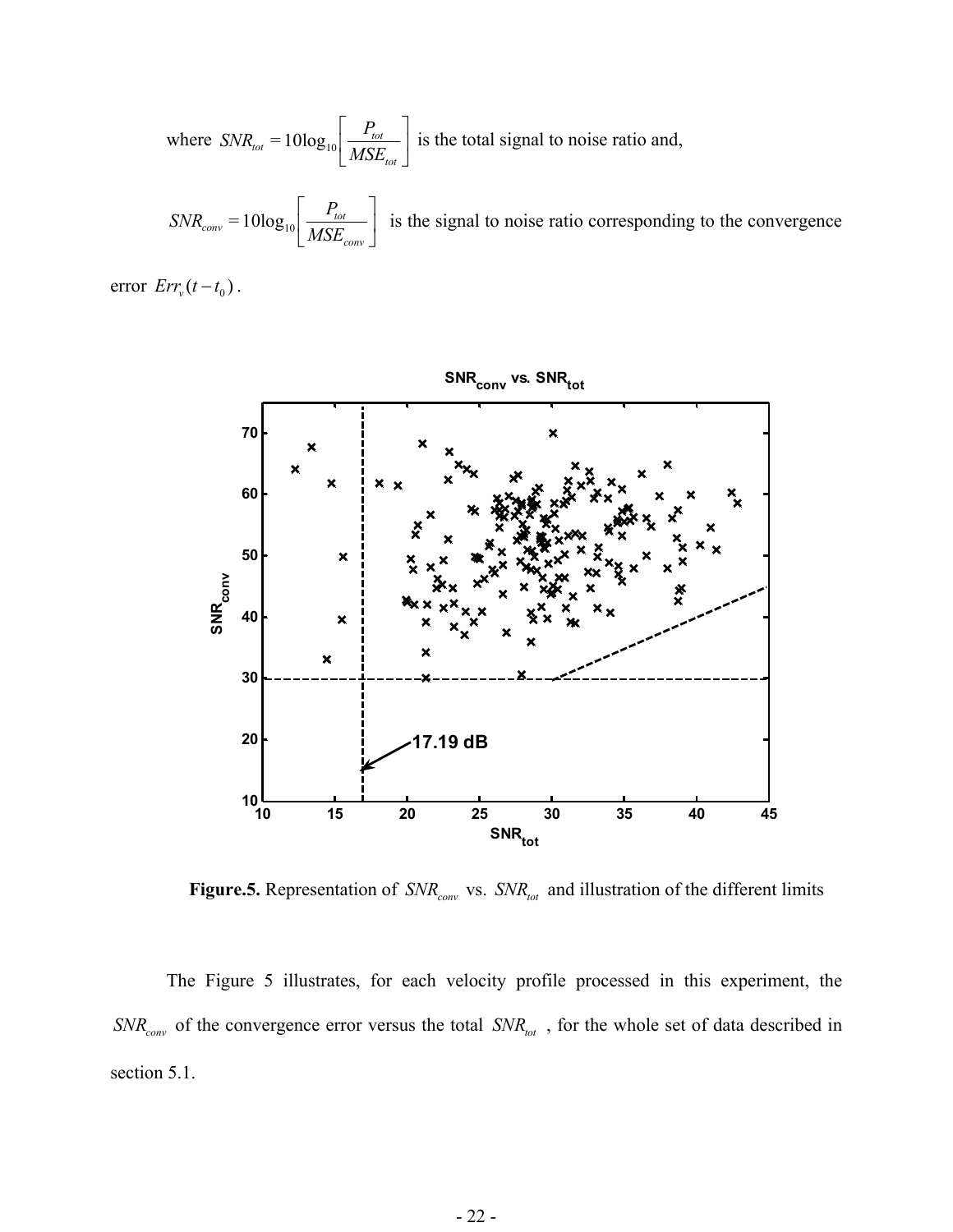where $SNR_{tot} = 10\log_{10}\left[\dfrac{P_{tot}}{MSE_{tot}}\right]$ is the total signal to noise ratio and,

$SNR_{conv} = 10\log_{10}\left[\dfrac{P_{tot}}{MSE_{conv}}\right]$ is the signal to noise ratio corresponding to the convergence error $Err_v(t - t_0)$.

**Figure.5.** Representation of $SNR_{conv}$ vs. $SNR_{tot}$ and illustration of the different limits

The Figure 5 illustrates, for each velocity profile processed in this experiment, the $SNR_{conv}$ of the convergence error versus the total $SNR_{tot}$, for the whole set of data described in section 5.1.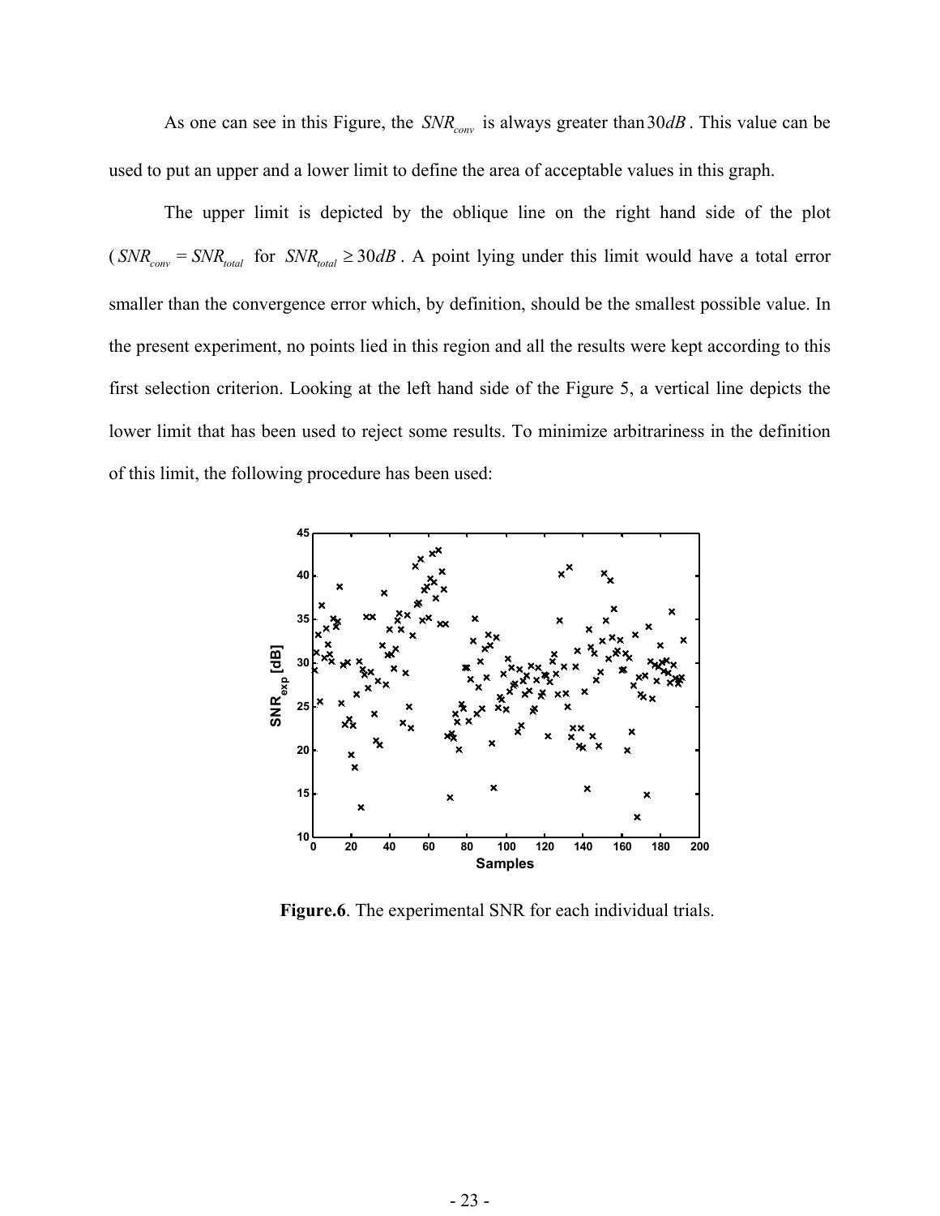As one can see in this Figure, the $SNR_{conv}$ is always greater than $30dB$. This value can be used to put an upper and a lower limit to define the area of acceptable values in this graph.

The upper limit is depicted by the oblique line on the right hand side of the plot ($SNR_{conv} = SNR_{total}$ for $SNR_{total} \geq 30dB$. A point lying under this limit would have a total error smaller than the convergence error which, by definition, should be the smallest possible value. In the present experiment, no points lied in this region and all the results were kept according to this first selection criterion. Looking at the left hand side of the Figure 5, a vertical line depicts the lower limit that has been used to reject some results. To minimize arbitrariness in the definition of this limit, the following procedure has been used:

**Figure.6**. The experimental SNR for each individual trials.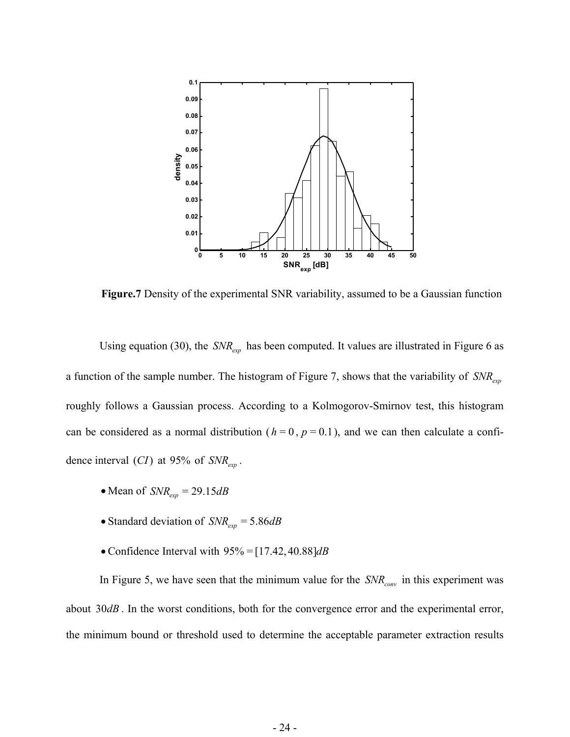**Figure.7** Density of the experimental SNR variability, assumed to be a Gaussian function

Using equation (30), the $SNR_{exp}$ has been computed. It values are illustrated in Figure 6 as a function of the sample number. The histogram of Figure 7, shows that the variability of $SNR_{exp}$ roughly follows a Gaussian process. According to a Kolmogorov-Smirnov test, this histogram can be considered as a normal distribution ($h = 0$, $p = 0.1$), and we can then calculate a confidence interval $(CI)$ at 95% of $SNR_{exp}$.

- Mean of $SNR_{exp} = 29.15dB$
- Standard deviation of $SNR_{exp} = 5.86dB$
- Confidence Interval with $95\% = [17.42, 40.88]dB$

In Figure 5, we have seen that the minimum value for the $SNR_{conv}$ in this experiment was about $30dB$. In the worst conditions, both for the convergence error and the experimental error, the minimum bound or threshold used to determine the acceptable parameter extraction results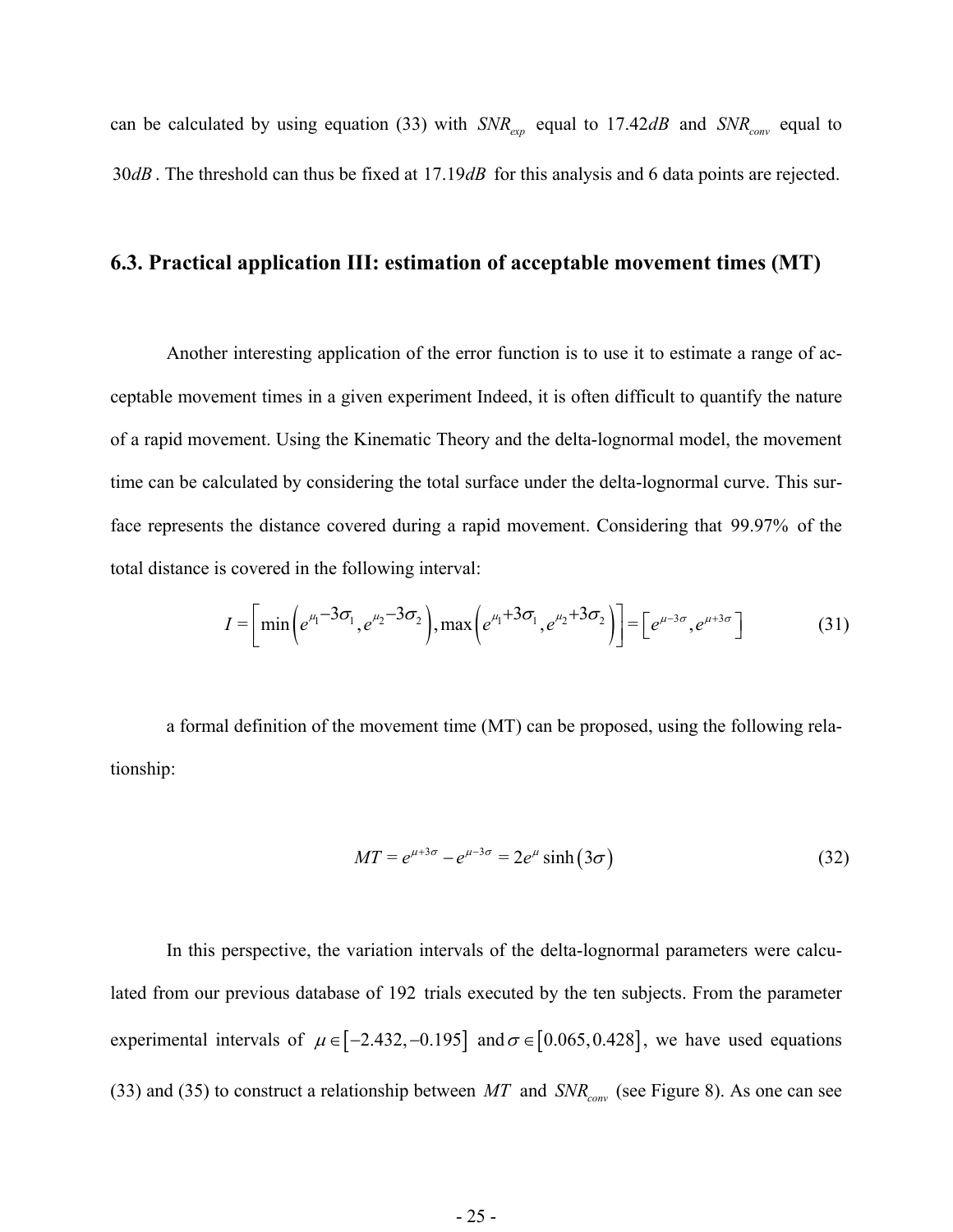can be calculated by using equation (33) with $SNR_{exp}$ equal to $17.42dB$ and $SNR_{conv}$ equal to $30dB$. The threshold can thus be fixed at $17.19dB$ for this analysis and 6 data points are rejected.

## 6.3. Practical application III: estimation of acceptable movement times (MT)

Another interesting application of the error function is to use it to estimate a range of acceptable movement times in a given experiment Indeed, it is often difficult to quantify the nature of a rapid movement. Using the Kinematic Theory and the delta-lognormal model, the movement time can be calculated by considering the total surface under the delta-lognormal curve. This surface represents the distance covered during a rapid movement. Considering that $99.97\%$ of the total distance is covered in the following interval:

$$I = \left[ \min\left(e^{\mu_1 - 3\sigma_1}, e^{\mu_2 - 3\sigma_2}\right), \max\left(e^{\mu_1 + 3\sigma_1}, e^{\mu_2 + 3\sigma_2}\right) \right] = \left[ e^{\mu - 3\sigma}, e^{\mu + 3\sigma} \right] \tag{31}$$

a formal definition of the movement time (MT) can be proposed, using the following relationship:

$$MT = e^{\mu + 3\sigma} - e^{\mu - 3\sigma} = 2e^{\mu} \sinh\left(3\sigma\right) \tag{32}$$

In this perspective, the variation intervals of the delta-lognormal parameters were calculated from our previous database of $192$ trials executed by the ten subjects. From the parameter experimental intervals of $\mu \in \left[-2.432, -0.195\right]$ and $\sigma \in \left[0.065, 0.428\right]$, we have used equations (33) and (35) to construct a relationship between $MT$ and $SNR_{conv}$ (see Figure 8). As one can see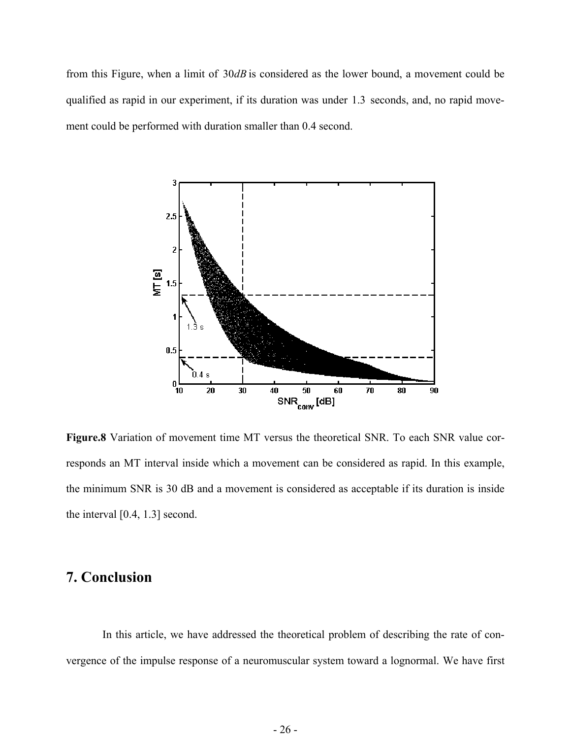from this Figure, when a limit of $30dB$ is considered as the lower bound, a movement could be qualified as rapid in our experiment, if its duration was under $1.3$ seconds, and, no rapid movement could be performed with duration smaller than 0.4 second.

**Figure.8** Variation of movement time MT versus the theoretical SNR. To each SNR value corresponds an MT interval inside which a movement can be considered as rapid. In this example, the minimum SNR is 30 dB and a movement is considered as acceptable if its duration is inside the interval [0.4, 1.3] second.

## 7. Conclusion

In this article, we have addressed the theoretical problem of describing the rate of convergence of the impulse response of a neuromuscular system toward a lognormal. We have first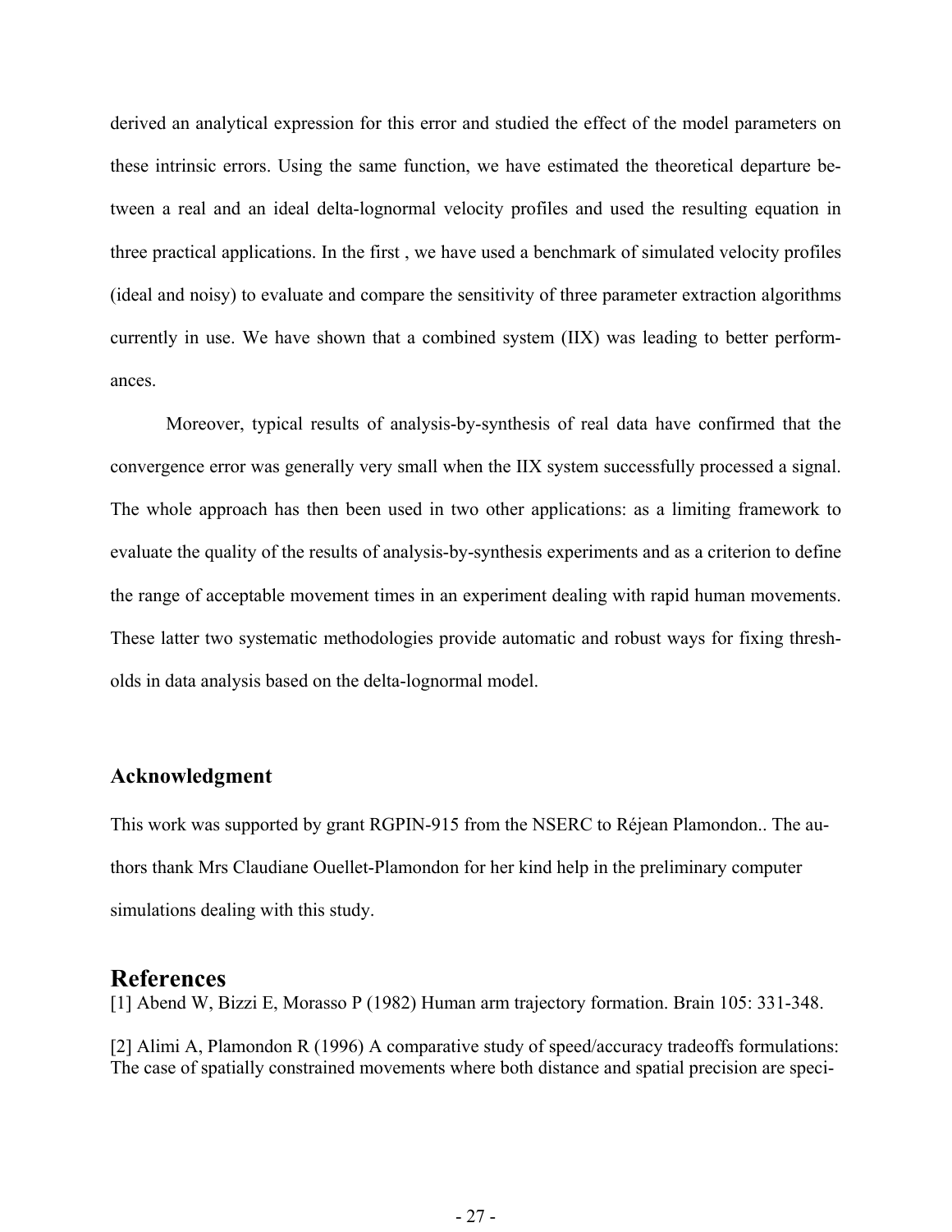derived an analytical expression for this error and studied the effect of the model parameters on these intrinsic errors. Using the same function, we have estimated the theoretical departure between a real and an ideal delta-lognormal velocity profiles and used the resulting equation in three practical applications. In the first , we have used a benchmark of simulated velocity profiles (ideal and noisy) to evaluate and compare the sensitivity of three parameter extraction algorithms currently in use. We have shown that a combined system (IIX) was leading to better performances.

Moreover, typical results of analysis-by-synthesis of real data have confirmed that the convergence error was generally very small when the IIX system successfully processed a signal. The whole approach has then been used in two other applications: as a limiting framework to evaluate the quality of the results of analysis-by-synthesis experiments and as a criterion to define the range of acceptable movement times in an experiment dealing with rapid human movements. These latter two systematic methodologies provide automatic and robust ways for fixing thresholds in data analysis based on the delta-lognormal model.

### Acknowledgment

This work was supported by grant RGPIN-915 from the NSERC to Réjean Plamondon.. The authors thank Mrs Claudiane Ouellet-Plamondon for her kind help in the preliminary computer simulations dealing with this study.

## References

[1] Abend W, Bizzi E, Morasso P (1982) Human arm trajectory formation. Brain 105: 331-348.

[2] Alimi A, Plamondon R (1996) A comparative study of speed/accuracy tradeoffs formulations: The case of spatially constrained movements where both distance and spatial precision are speci-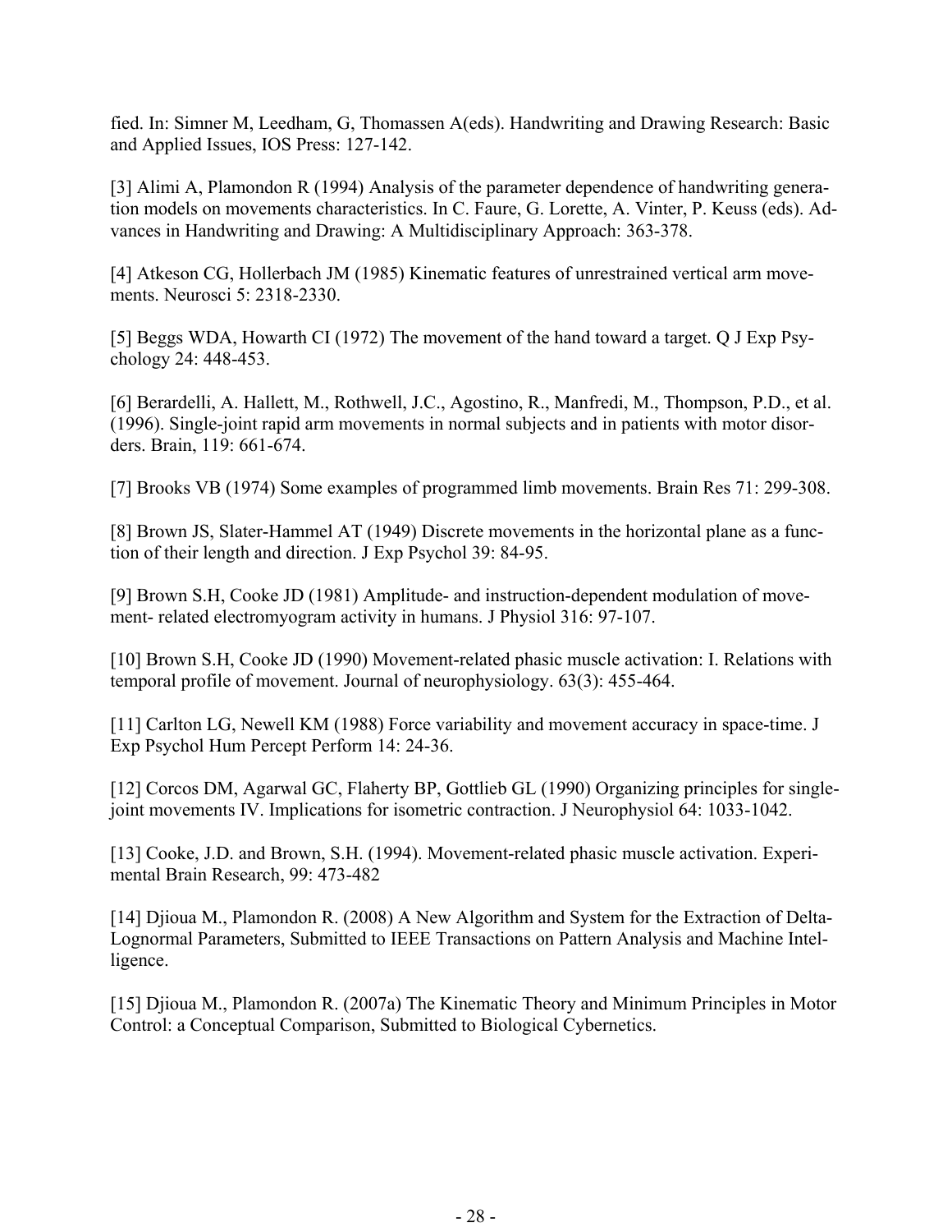fied. In: Simner M, Leedham, G, Thomassen A(eds). Handwriting and Drawing Research: Basic and Applied Issues, IOS Press: 127-142.

[3] Alimi A, Plamondon R (1994) Analysis of the parameter dependence of handwriting generation models on movements characteristics. In C. Faure, G. Lorette, A. Vinter, P. Keuss (eds). Advances in Handwriting and Drawing: A Multidisciplinary Approach: 363-378.

[4] Atkeson CG, Hollerbach JM (1985) Kinematic features of unrestrained vertical arm movements. Neurosci 5: 2318-2330.

[5] Beggs WDA, Howarth CI (1972) The movement of the hand toward a target. Q J Exp Psychology 24: 448-453.

[6] Berardelli, A. Hallett, M., Rothwell, J.C., Agostino, R., Manfredi, M., Thompson, P.D., et al. (1996). Single-joint rapid arm movements in normal subjects and in patients with motor disorders. Brain, 119: 661-674.

[7] Brooks VB (1974) Some examples of programmed limb movements. Brain Res 71: 299-308.

[8] Brown JS, Slater-Hammel AT (1949) Discrete movements in the horizontal plane as a function of their length and direction. J Exp Psychol 39: 84-95.

[9] Brown S.H, Cooke JD (1981) Amplitude- and instruction-dependent modulation of movement- related electromyogram activity in humans. J Physiol 316: 97-107.

[10] Brown S.H, Cooke JD (1990) Movement-related phasic muscle activation: I. Relations with temporal profile of movement. Journal of neurophysiology. 63(3): 455-464.

[11] Carlton LG, Newell KM (1988) Force variability and movement accuracy in space-time. J Exp Psychol Hum Percept Perform 14: 24-36.

[12] Corcos DM, Agarwal GC, Flaherty BP, Gottlieb GL (1990) Organizing principles for single-joint movements IV. Implications for isometric contraction. J Neurophysiol 64: 1033-1042.

[13] Cooke, J.D. and Brown, S.H. (1994). Movement-related phasic muscle activation. Experimental Brain Research, 99: 473-482

[14] Djioua M., Plamondon R. (2008) A New Algorithm and System for the Extraction of Delta-Lognormal Parameters, Submitted to IEEE Transactions on Pattern Analysis and Machine Intelligence.

[15] Djioua M., Plamondon R. (2007a) The Kinematic Theory and Minimum Principles in Motor Control: a Conceptual Comparison, Submitted to Biological Cybernetics.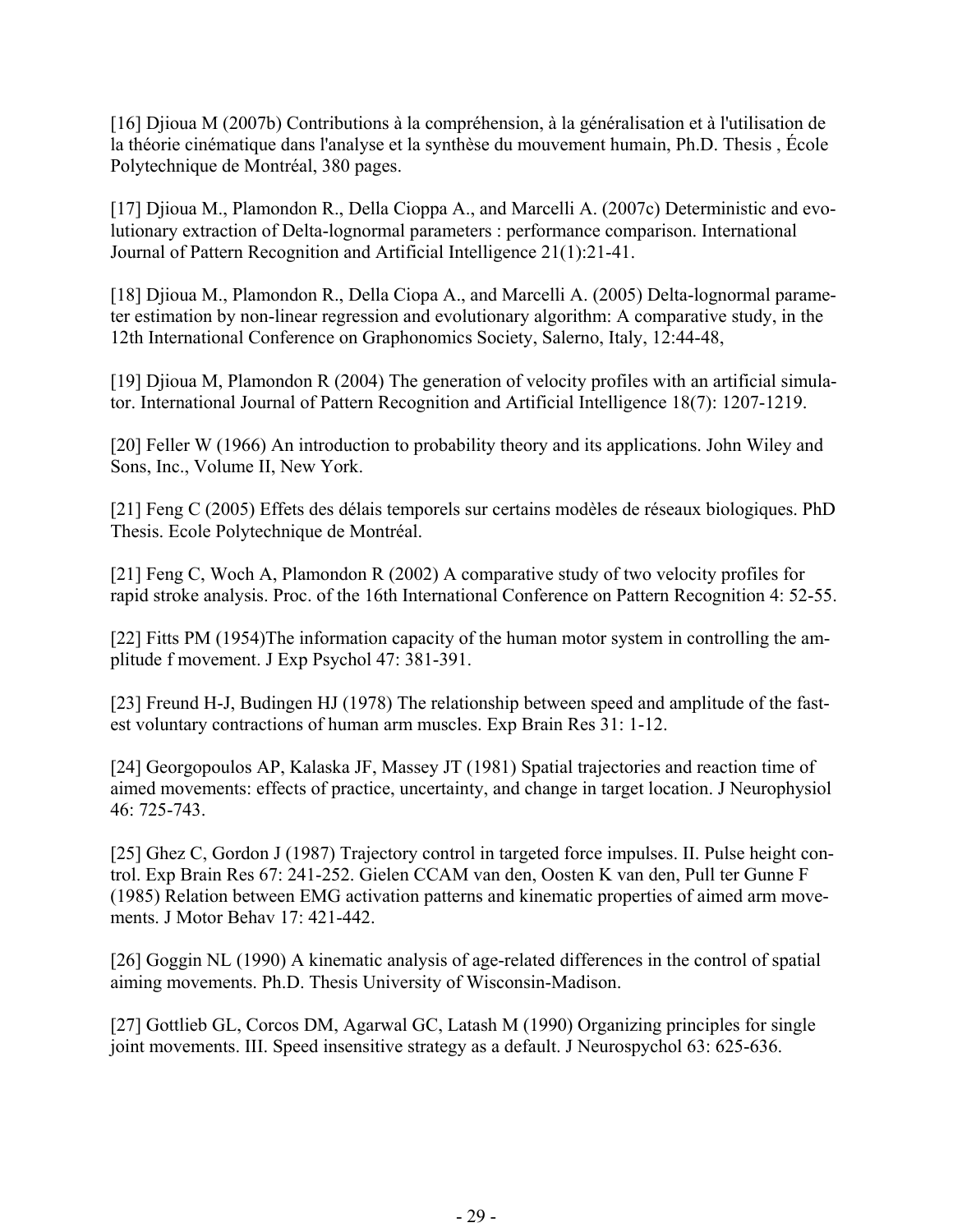[16] Djioua M (2007b) Contributions à la compréhension, à la généralisation et à l'utilisation de la théorie cinématique dans l'analyse et la synthèse du mouvement humain, Ph.D. Thesis , École Polytechnique de Montréal, 380 pages.

[17] Djioua M., Plamondon R., Della Cioppa A., and Marcelli A. (2007c) Deterministic and evolutionary extraction of Delta-lognormal parameters : performance comparison. International Journal of Pattern Recognition and Artificial Intelligence 21(1):21-41.

[18] Djioua M., Plamondon R., Della Ciopa A., and Marcelli A. (2005) Delta-lognormal parameter estimation by non-linear regression and evolutionary algorithm: A comparative study, in the 12th International Conference on Graphonomics Society, Salerno, Italy, 12:44-48,

[19] Djioua M, Plamondon R (2004) The generation of velocity profiles with an artificial simulator. International Journal of Pattern Recognition and Artificial Intelligence 18(7): 1207-1219.

[20] Feller W (1966) An introduction to probability theory and its applications. John Wiley and Sons, Inc., Volume II, New York.

[21] Feng C (2005) Effets des délais temporels sur certains modèles de réseaux biologiques. PhD Thesis. Ecole Polytechnique de Montréal.

[21] Feng C, Woch A, Plamondon R (2002) A comparative study of two velocity profiles for rapid stroke analysis. Proc. of the 16th International Conference on Pattern Recognition 4: 52-55.

[22] Fitts PM (1954)The information capacity of the human motor system in controlling the amplitude f movement. J Exp Psychol 47: 381-391.

[23] Freund H-J, Budingen HJ (1978) The relationship between speed and amplitude of the fastest voluntary contractions of human arm muscles. Exp Brain Res 31: 1-12.

[24] Georgopoulos AP, Kalaska JF, Massey JT (1981) Spatial trajectories and reaction time of aimed movements: effects of practice, uncertainty, and change in target location. J Neurophysiol 46: 725-743.

[25] Ghez C, Gordon J (1987) Trajectory control in targeted force impulses. II. Pulse height control. Exp Brain Res 67: 241-252. Gielen CCAM van den, Oosten K van den, Pull ter Gunne F (1985) Relation between EMG activation patterns and kinematic properties of aimed arm movements. J Motor Behav 17: 421-442.

[26] Goggin NL (1990) A kinematic analysis of age-related differences in the control of spatial aiming movements. Ph.D. Thesis University of Wisconsin-Madison.

[27] Gottlieb GL, Corcos DM, Agarwal GC, Latash M (1990) Organizing principles for single joint movements. III. Speed insensitive strategy as a default. J Neurospychol 63: 625-636.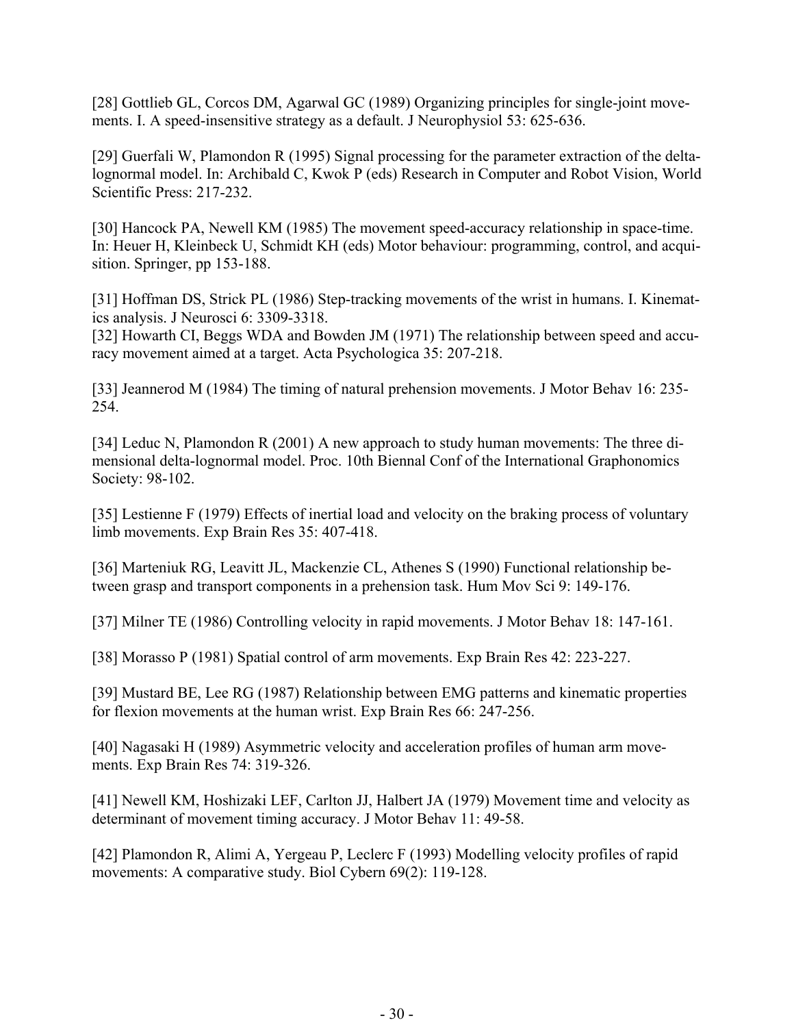[28] Gottlieb GL, Corcos DM, Agarwal GC (1989) Organizing principles for single-joint movements. I. A speed-insensitive strategy as a default. J Neurophysiol 53: 625-636.

[29] Guerfali W, Plamondon R (1995) Signal processing for the parameter extraction of the delta-lognormal model. In: Archibald C, Kwok P (eds) Research in Computer and Robot Vision, World Scientific Press: 217-232.

[30] Hancock PA, Newell KM (1985) The movement speed-accuracy relationship in space-time. In: Heuer H, Kleinbeck U, Schmidt KH (eds) Motor behaviour: programming, control, and acquisition. Springer, pp 153-188.

[31] Hoffman DS, Strick PL (1986) Step-tracking movements of the wrist in humans. I. Kinematics analysis. J Neurosci 6: 3309-3318.

[32] Howarth CI, Beggs WDA and Bowden JM (1971) The relationship between speed and accuracy movement aimed at a target. Acta Psychologica 35: 207-218.

[33] Jeannerod M (1984) The timing of natural prehension movements. J Motor Behav 16: 235-254.

[34] Leduc N, Plamondon R (2001) A new approach to study human movements: The three dimensional delta-lognormal model. Proc. 10th Biennal Conf of the International Graphonomics Society: 98-102.

[35] Lestienne F (1979) Effects of inertial load and velocity on the braking process of voluntary limb movements. Exp Brain Res 35: 407-418.

[36] Marteniuk RG, Leavitt JL, Mackenzie CL, Athenes S (1990) Functional relationship between grasp and transport components in a prehension task. Hum Mov Sci 9: 149-176.

[37] Milner TE (1986) Controlling velocity in rapid movements. J Motor Behav 18: 147-161.

[38] Morasso P (1981) Spatial control of arm movements. Exp Brain Res 42: 223-227.

[39] Mustard BE, Lee RG (1987) Relationship between EMG patterns and kinematic properties for flexion movements at the human wrist. Exp Brain Res 66: 247-256.

[40] Nagasaki H (1989) Asymmetric velocity and acceleration profiles of human arm movements. Exp Brain Res 74: 319-326.

[41] Newell KM, Hoshizaki LEF, Carlton JJ, Halbert JA (1979) Movement time and velocity as determinant of movement timing accuracy. J Motor Behav 11: 49-58.

[42] Plamondon R, Alimi A, Yergeau P, Leclerc F (1993) Modelling velocity profiles of rapid movements: A comparative study. Biol Cybern 69(2): 119-128.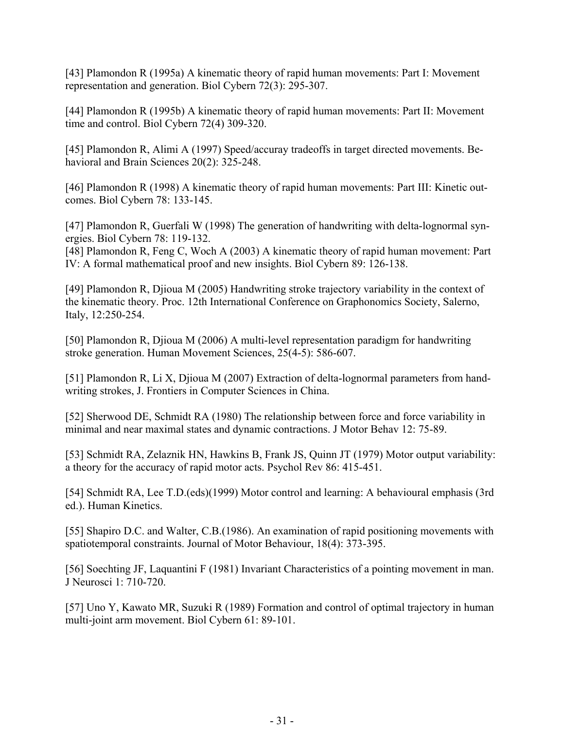[43] Plamondon R (1995a) A kinematic theory of rapid human movements: Part I: Movement representation and generation. Biol Cybern 72(3): 295-307.

[44] Plamondon R (1995b) A kinematic theory of rapid human movements: Part II: Movement time and control. Biol Cybern 72(4) 309-320.

[45] Plamondon R, Alimi A (1997) Speed/accuray tradeoffs in target directed movements. Behavioral and Brain Sciences 20(2): 325-248.

[46] Plamondon R (1998) A kinematic theory of rapid human movements: Part III: Kinetic outcomes. Biol Cybern 78: 133-145.

[47] Plamondon R, Guerfali W (1998) The generation of handwriting with delta-lognormal synergies. Biol Cybern 78: 119-132.

[48] Plamondon R, Feng C, Woch A (2003) A kinematic theory of rapid human movement: Part IV: A formal mathematical proof and new insights. Biol Cybern 89: 126-138.

[49] Plamondon R, Djioua M (2005) Handwriting stroke trajectory variability in the context of the kinematic theory. Proc. 12th International Conference on Graphonomics Society, Salerno, Italy, 12:250-254.

[50] Plamondon R, Djioua M (2006) A multi-level representation paradigm for handwriting stroke generation. Human Movement Sciences, 25(4-5): 586-607.

[51] Plamondon R, Li X, Djioua M (2007) Extraction of delta-lognormal parameters from handwriting strokes, J. Frontiers in Computer Sciences in China.

[52] Sherwood DE, Schmidt RA (1980) The relationship between force and force variability in minimal and near maximal states and dynamic contractions. J Motor Behav 12: 75-89.

[53] Schmidt RA, Zelaznik HN, Hawkins B, Frank JS, Quinn JT (1979) Motor output variability: a theory for the accuracy of rapid motor acts. Psychol Rev 86: 415-451.

[54] Schmidt RA, Lee T.D.(eds)(1999) Motor control and learning: A behavioural emphasis (3rd ed.). Human Kinetics.

[55] Shapiro D.C. and Walter, C.B.(1986). An examination of rapid positioning movements with spatiotemporal constraints. Journal of Motor Behaviour, 18(4): 373-395.

[56] Soechting JF, Laquantini F (1981) Invariant Characteristics of a pointing movement in man. J Neurosci 1: 710-720.

[57] Uno Y, Kawato MR, Suzuki R (1989) Formation and control of optimal trajectory in human multi-joint arm movement. Biol Cybern 61: 89-101.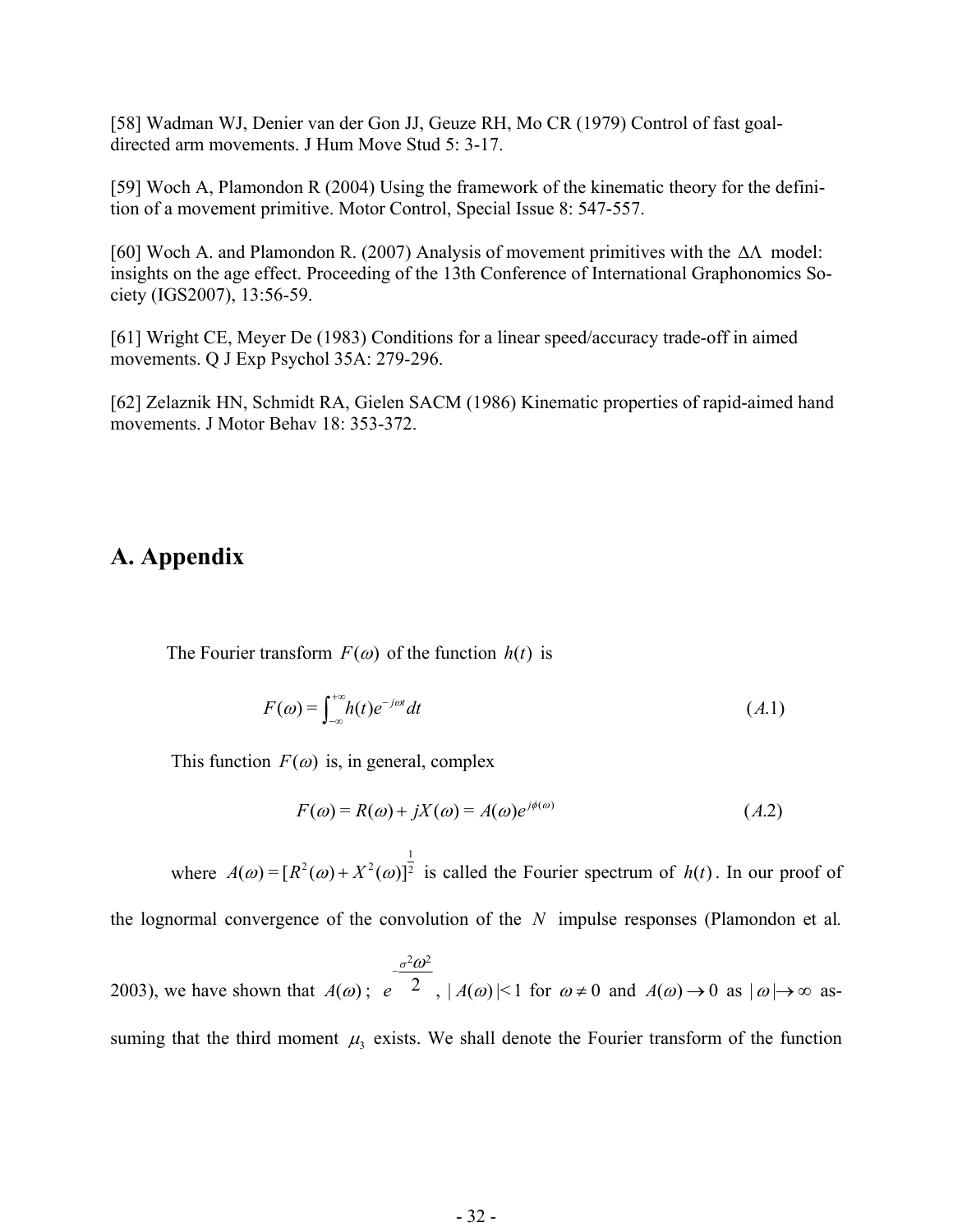[58] Wadman WJ, Denier van der Gon JJ, Geuze RH, Mo CR (1979) Control of fast goal-directed arm movements. J Hum Move Stud 5: 3-17.

[59] Woch A, Plamondon R (2004) Using the framework of the kinematic theory for the definition of a movement primitive. Motor Control, Special Issue 8: 547-557.

[60] Woch A. and Plamondon R. (2007) Analysis of movement primitives with the $\Delta\Lambda$ model: insights on the age effect. Proceeding of the 13th Conference of International Graphonomics Society (IGS2007), 13:56-59.

[61] Wright CE, Meyer De (1983) Conditions for a linear speed/accuracy trade-off in aimed movements. Q J Exp Psychol 35A: 279-296.

[62] Zelaznik HN, Schmidt RA, Gielen SACM (1986) Kinematic properties of rapid-aimed hand movements. J Motor Behav 18: 353-372.

# A. Appendix

The Fourier transform $F(\omega)$ of the function $h(t)$ is

$$F(\omega) = \int_{-\infty}^{+\infty} h(t)e^{-j\omega t}dt \qquad (A.1)$$

This function $F(\omega)$ is, in general, complex

$$F(\omega) = R(\omega) + jX(\omega) = A(\omega)e^{j\phi(\omega)} \qquad (A.2)$$

where $A(\omega) = [R^2(\omega) + X^2(\omega)]^{\frac{1}{2}}$ is called the Fourier spectrum of $h(t)$. In our proof of the lognormal convergence of the convolution of the $N$ impulse responses (Plamondon et al. 2003), we have shown that $A(\omega) \approx e^{-\frac{\sigma^2\omega^2}{2}}$, $|A(\omega)| < 1$ for $\omega \neq 0$ and $A(\omega) \to 0$ as $|\omega| \to \infty$ assuming that the third moment $\mu_3$ exists. We shall denote the Fourier transform of the function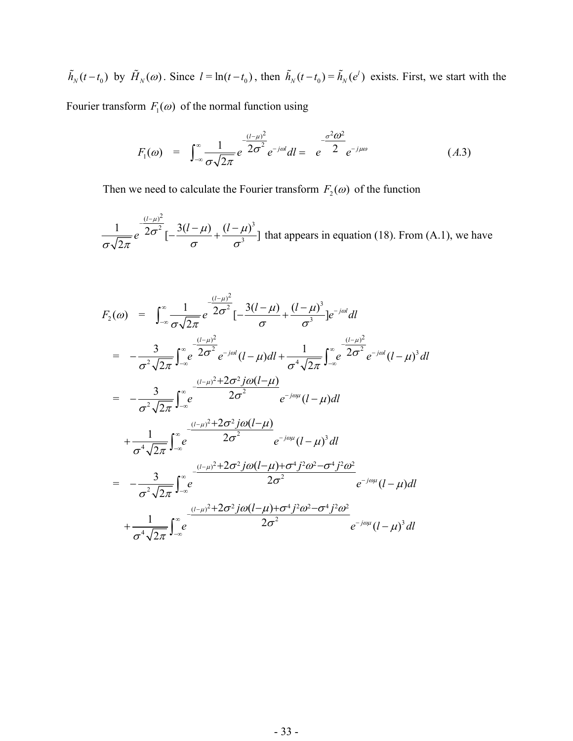$\tilde{h}_N(t-t_0)$ by $\tilde{H}_N(\omega)$. Since $l = \ln(t-t_0)$, then $\tilde{h}_N(t-t_0) = \tilde{h}_N(e^l)$ exists. First, we start with the Fourier transform $F_1(\omega)$ of the normal function using

$$F_1(\omega) \;=\; \int_{-\infty}^{\infty} \frac{1}{\sigma\sqrt{2\pi}} e^{-\frac{(l-\mu)^2}{2\sigma^2}} e^{-j\omega l} dl = \; e^{-\frac{\sigma^2\omega^2}{2}} e^{-j\mu\omega} \qquad (A.3)$$

Then we need to calculate the Fourier transform $F_2(\omega)$ of the function

$\frac{1}{\sigma\sqrt{2\pi}} e^{-\frac{(l-\mu)^2}{2\sigma^2}} [-\frac{3(l-\mu)}{\sigma} + \frac{(l-\mu)^3}{\sigma^3}]$ that appears in equation (18). From (A.1), we have

$$\begin{aligned}
F_2(\omega) \;&=\; \int_{-\infty}^{\infty} \frac{1}{\sigma\sqrt{2\pi}} e^{-\frac{(l-\mu)^2}{2\sigma^2}} [-\frac{3(l-\mu)}{\sigma} + \frac{(l-\mu)^3}{\sigma^3}] e^{-j\omega l} dl \\
&= -\frac{3}{\sigma^2\sqrt{2\pi}} \int_{-\infty}^{\infty} e^{-\frac{(l-\mu)^2}{2\sigma^2}} e^{-j\omega l} (l-\mu) dl + \frac{1}{\sigma^4\sqrt{2\pi}} \int_{-\infty}^{\infty} e^{-\frac{(l-\mu)^2}{2\sigma^2}} e^{-j\omega l} (l-\mu)^3 dl \\
&= -\frac{3}{\sigma^2\sqrt{2\pi}} \int_{-\infty}^{\infty} e^{-\frac{(l-\mu)^2 + 2\sigma^2 j\omega(l-\mu)}{2\sigma^2}} e^{-j\omega\mu} (l-\mu) dl \\
&\quad + \frac{1}{\sigma^4\sqrt{2\pi}} \int_{-\infty}^{\infty} e^{-\frac{(l-\mu)^2 + 2\sigma^2 j\omega(l-\mu)}{2\sigma^2}} e^{-j\omega\mu} (l-\mu)^3 dl \\
&= -\frac{3}{\sigma^2\sqrt{2\pi}} \int_{-\infty}^{\infty} e^{-\frac{(l-\mu)^2 + 2\sigma^2 j\omega(l-\mu) + \sigma^4 j^2\omega^2 - \sigma^4 j^2\omega^2}{2\sigma^2}} e^{-j\omega\mu} (l-\mu) dl \\
&\quad + \frac{1}{\sigma^4\sqrt{2\pi}} \int_{-\infty}^{\infty} e^{-\frac{(l-\mu)^2 + 2\sigma^2 j\omega(l-\mu) + \sigma^4 j^2\omega^2 - \sigma^4 j^2\omega^2}{2\sigma^2}} e^{-j\omega\mu} (l-\mu)^3 dl
\end{aligned}$$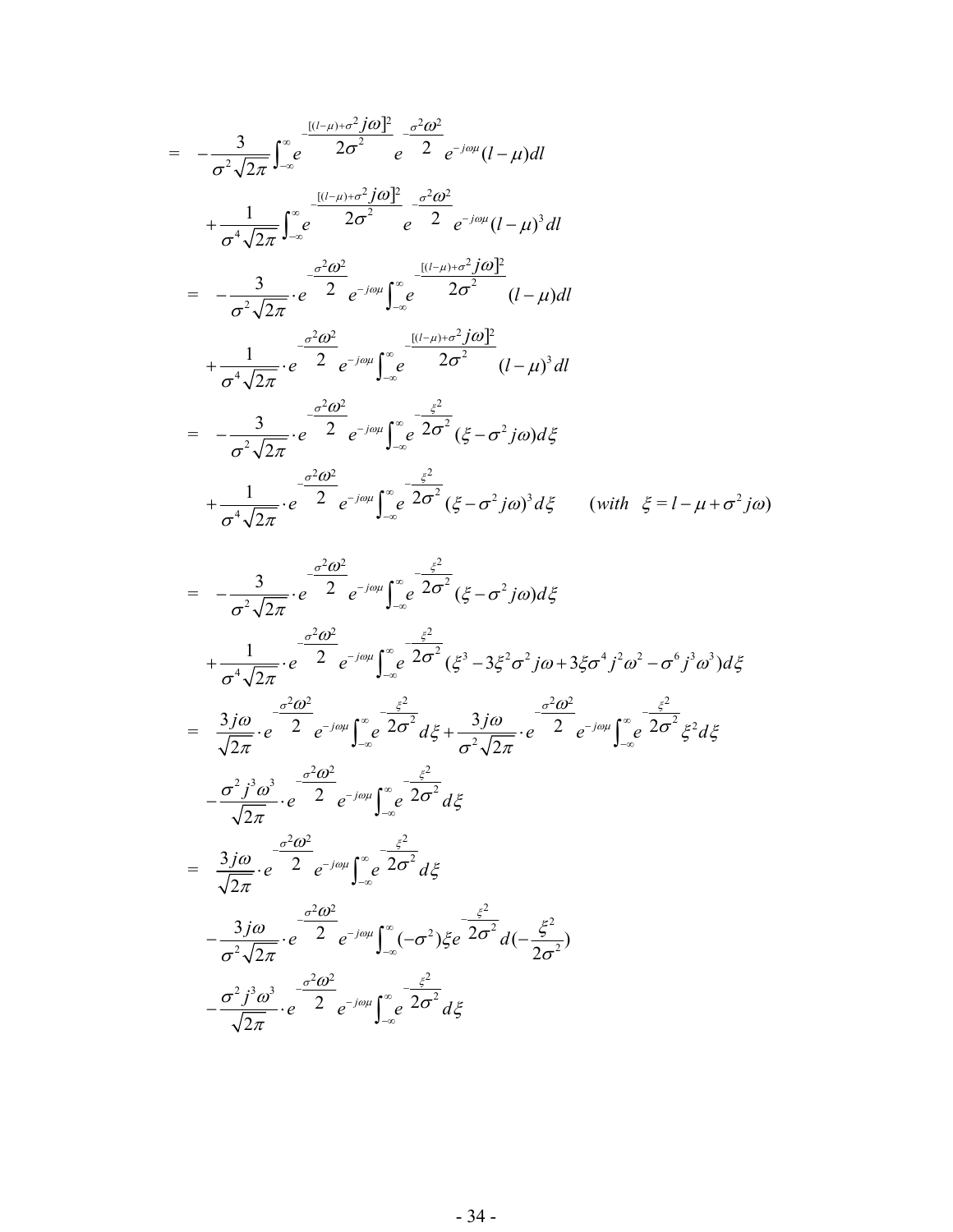$$
\begin{aligned}
= \quad & -\frac{3}{\sigma^2\sqrt{2\pi}}\int_{-\infty}^{\infty} e^{-\frac{[(l-\mu)+\sigma^2 j\omega]^2}{2\sigma^2}} e^{-\frac{\sigma^2\omega^2}{2}} e^{-j\omega\mu}(l-\mu)dl \\
& +\frac{1}{\sigma^4\sqrt{2\pi}}\int_{-\infty}^{\infty} e^{-\frac{[(l-\mu)+\sigma^2 j\omega]^2}{2\sigma^2}} e^{-\frac{\sigma^2\omega^2}{2}} e^{-j\omega\mu}(l-\mu)^3 dl \\
= \quad & -\frac{3}{\sigma^2\sqrt{2\pi}}\cdot e^{-\frac{\sigma^2\omega^2}{2}} e^{-j\omega\mu}\int_{-\infty}^{\infty} e^{-\frac{[(l-\mu)+\sigma^2 j\omega]^2}{2\sigma^2}}(l-\mu)dl \\
& +\frac{1}{\sigma^4\sqrt{2\pi}}\cdot e^{-\frac{\sigma^2\omega^2}{2}} e^{-j\omega\mu}\int_{-\infty}^{\infty} e^{-\frac{[(l-\mu)+\sigma^2 j\omega]^2}{2\sigma^2}}(l-\mu)^3 dl \\
= \quad & -\frac{3}{\sigma^2\sqrt{2\pi}}\cdot e^{-\frac{\sigma^2\omega^2}{2}} e^{-j\omega\mu}\int_{-\infty}^{\infty} e^{-\frac{\xi^2}{2\sigma^2}}(\xi-\sigma^2 j\omega)d\xi \\
& +\frac{1}{\sigma^4\sqrt{2\pi}}\cdot e^{-\frac{\sigma^2\omega^2}{2}} e^{-j\omega\mu}\int_{-\infty}^{\infty} e^{-\frac{\xi^2}{2\sigma^2}}(\xi-\sigma^2 j\omega)^3 d\xi \qquad (with \quad \xi = l-\mu+\sigma^2 j\omega)
\end{aligned}
$$

$$
\begin{aligned}
= \quad & -\frac{3}{\sigma^2\sqrt{2\pi}}\cdot e^{-\frac{\sigma^2\omega^2}{2}} e^{-j\omega\mu}\int_{-\infty}^{\infty} e^{-\frac{\xi^2}{2\sigma^2}}(\xi-\sigma^2 j\omega)d\xi \\
& +\frac{1}{\sigma^4\sqrt{2\pi}}\cdot e^{-\frac{\sigma^2\omega^2}{2}} e^{-j\omega\mu}\int_{-\infty}^{\infty} e^{-\frac{\xi^2}{2\sigma^2}}(\xi^3-3\xi^2\sigma^2 j\omega+3\xi\sigma^4 j^2\omega^2-\sigma^6 j^3\omega^3)d\xi \\
= \quad & \frac{3j\omega}{\sqrt{2\pi}}\cdot e^{-\frac{\sigma^2\omega^2}{2}} e^{-j\omega\mu}\int_{-\infty}^{\infty} e^{-\frac{\xi^2}{2\sigma^2}}d\xi+\frac{3j\omega}{\sigma^2\sqrt{2\pi}}\cdot e^{-\frac{\sigma^2\omega^2}{2}} e^{-j\omega\mu}\int_{-\infty}^{\infty} e^{-\frac{\xi^2}{2\sigma^2}}\xi^2 d\xi \\
& -\frac{\sigma^2 j^3\omega^3}{\sqrt{2\pi}}\cdot e^{-\frac{\sigma^2\omega^2}{2}} e^{-j\omega\mu}\int_{-\infty}^{\infty} e^{-\frac{\xi^2}{2\sigma^2}}d\xi \\
= \quad & \frac{3j\omega}{\sqrt{2\pi}}\cdot e^{-\frac{\sigma^2\omega^2}{2}} e^{-j\omega\mu}\int_{-\infty}^{\infty} e^{-\frac{\xi^2}{2\sigma^2}}d\xi \\
& -\frac{3j\omega}{\sigma^2\sqrt{2\pi}}\cdot e^{-\frac{\sigma^2\omega^2}{2}} e^{-j\omega\mu}\int_{-\infty}^{\infty}(-\sigma^2)\xi e^{-\frac{\xi^2}{2\sigma^2}}d(-\frac{\xi^2}{2\sigma^2}) \\
& -\frac{\sigma^2 j^3\omega^3}{\sqrt{2\pi}}\cdot e^{-\frac{\sigma^2\omega^2}{2}} e^{-j\omega\mu}\int_{-\infty}^{\infty} e^{-\frac{\xi^2}{2\sigma^2}}d\xi
\end{aligned}
$$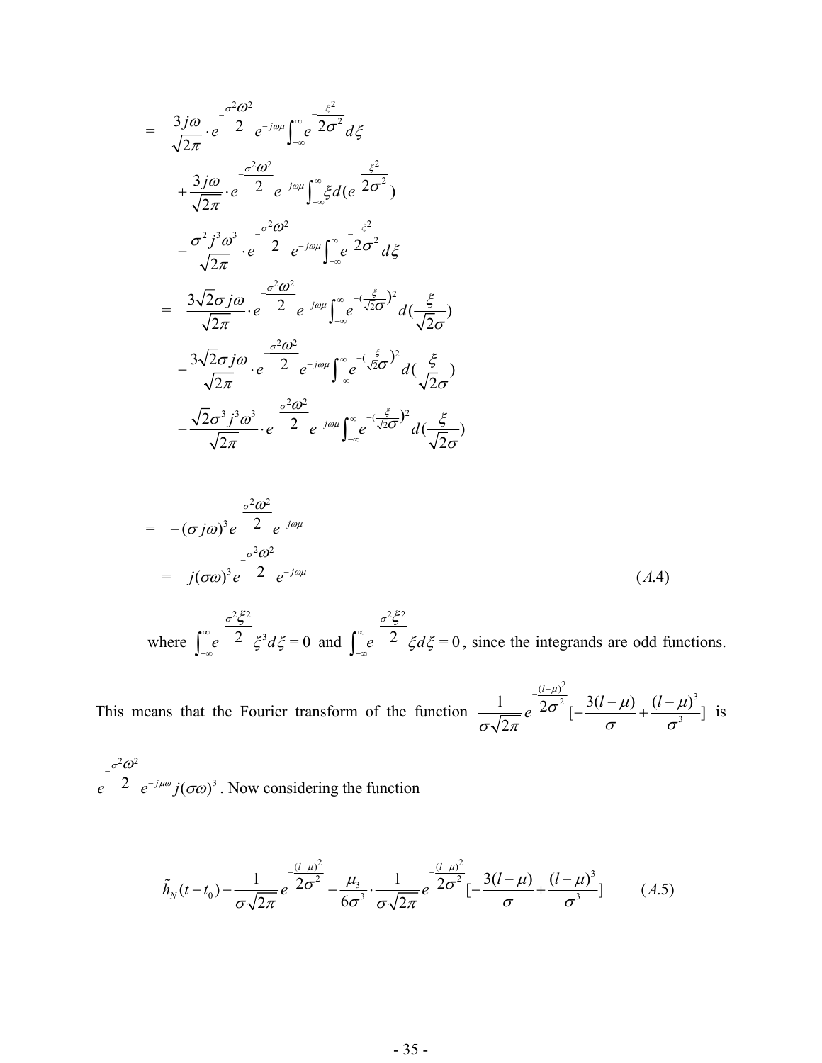$$
\begin{aligned}
&= \frac{3j\omega}{\sqrt{2\pi}} \cdot e^{-\frac{\sigma^2\omega^2}{2}} e^{-j\omega\mu} \int_{-\infty}^{\infty} e^{-\frac{\xi^2}{2\sigma^2}} d\xi \\
&\quad + \frac{3j\omega}{\sqrt{2\pi}} \cdot e^{-\frac{\sigma^2\omega^2}{2}} e^{-j\omega\mu} \int_{-\infty}^{\infty} \xi d(e^{-\frac{\xi^2}{2\sigma^2}}) \\
&\quad - \frac{\sigma^2 j^3\omega^3}{\sqrt{2\pi}} \cdot e^{-\frac{\sigma^2\omega^2}{2}} e^{-j\omega\mu} \int_{-\infty}^{\infty} e^{-\frac{\xi^2}{2\sigma^2}} d\xi \\
&= \frac{3\sqrt{2}\sigma j\omega}{\sqrt{2\pi}} \cdot e^{-\frac{\sigma^2\omega^2}{2}} e^{-j\omega\mu} \int_{-\infty}^{\infty} e^{-(\frac{\xi}{\sqrt{2}\sigma})^2} d(\frac{\xi}{\sqrt{2}\sigma}) \\
&\quad - \frac{3\sqrt{2}\sigma j\omega}{\sqrt{2\pi}} \cdot e^{-\frac{\sigma^2\omega^2}{2}} e^{-j\omega\mu} \int_{-\infty}^{\infty} e^{-(\frac{\xi}{\sqrt{2}\sigma})^2} d(\frac{\xi}{\sqrt{2}\sigma}) \\
&\quad - \frac{\sqrt{2}\sigma^3 j^3\omega^3}{\sqrt{2\pi}} \cdot e^{-\frac{\sigma^2\omega^2}{2}} e^{-j\omega\mu} \int_{-\infty}^{\infty} e^{-(\frac{\xi}{\sqrt{2}\sigma})^2} d(\frac{\xi}{\sqrt{2}\sigma})
\end{aligned}
$$

$$
\begin{aligned}
&= -(\sigma j\omega)^3 e^{-\frac{\sigma^2\omega^2}{2}} e^{-j\omega\mu} \\
&= j(\sigma\omega)^3 e^{-\frac{\sigma^2\omega^2}{2}} e^{-j\omega\mu} \qquad (A.4)
\end{aligned}
$$

where $\int_{-\infty}^{\infty} e^{-\frac{\sigma^2\xi^2}{2}} \xi^3 d\xi = 0$ and $\int_{-\infty}^{\infty} e^{-\frac{\sigma^2\xi^2}{2}} \xi d\xi = 0$, since the integrands are odd functions.

This means that the Fourier transform of the function $\frac{1}{\sigma\sqrt{2\pi}} e^{-\frac{(l-\mu)^2}{2\sigma^2}} [-\frac{3(l-\mu)}{\sigma} + \frac{(l-\mu)^3}{\sigma^3}]$ is $e^{-\frac{\sigma^2\omega^2}{2}} e^{-j\mu\omega} j(\sigma\omega)^3$. Now considering the function

$$
\tilde{h}_N(t-t_0) - \frac{1}{\sigma\sqrt{2\pi}} e^{-\frac{(l-\mu)^2}{2\sigma^2}} - \frac{\mu_3}{6\sigma^3} \cdot \frac{1}{\sigma\sqrt{2\pi}} e^{-\frac{(l-\mu)^2}{2\sigma^2}} [-\frac{3(l-\mu)}{\sigma} + \frac{(l-\mu)^3}{\sigma^3}] \qquad (A.5)
$$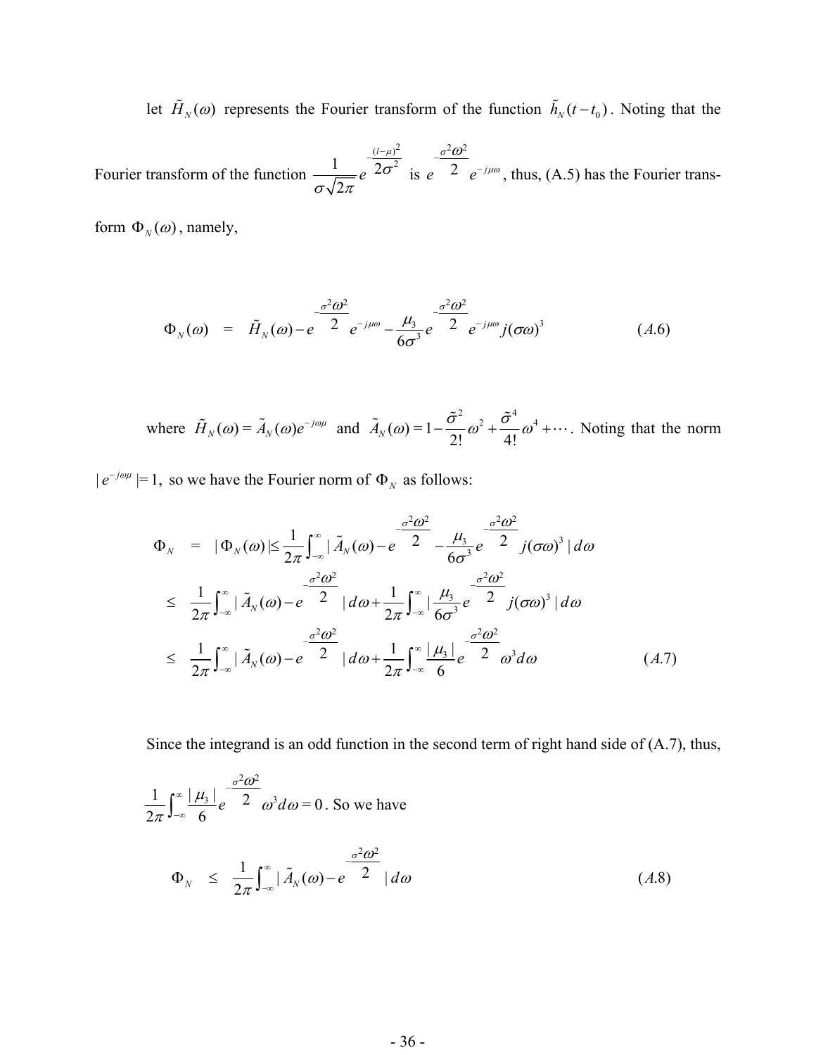let $\tilde{H}_N(\omega)$ represents the Fourier transform of the function $\tilde{h}_N(t-t_0)$. Noting that the Fourier transform of the function $\frac{1}{\sigma\sqrt{2\pi}}e^{-\frac{(l-\mu)^2}{2\sigma^2}}$ is $e^{-\frac{\sigma^2\omega^2}{2}}e^{-j\mu\omega}$, thus, (A.5) has the Fourier transform $\Phi_N(\omega)$, namely,

$$\Phi_N(\omega) \quad = \quad \tilde{H}_N(\omega) - e^{-\frac{\sigma^2\omega^2}{2}}e^{-j\mu\omega} - \frac{\mu_3}{6\sigma^3}e^{-\frac{\sigma^2\omega^2}{2}}e^{-j\mu\omega}j(\sigma\omega)^3 \tag{A.6}$$

where $\tilde{H}_N(\omega) = \tilde{A}_N(\omega)e^{-j\omega\mu}$ and $\tilde{A}_N(\omega) = 1 - \frac{\tilde{\sigma}^2}{2!}\omega^2 + \frac{\tilde{\sigma}^4}{4!}\omega^4 + \cdots$. Noting that the norm $|e^{-j\omega\mu}| = 1$, so we have the Fourier norm of $\Phi_N$ as follows:

$$\begin{aligned}
\Phi_N \quad &= \quad |\Phi_N(\omega)| \leq \frac{1}{2\pi}\int_{-\infty}^{\infty} |\tilde{A}_N(\omega) - e^{-\frac{\sigma^2\omega^2}{2}} - \frac{\mu_3}{6\sigma^3}e^{-\frac{\sigma^2\omega^2}{2}}j(\sigma\omega)^3|\, d\omega \\
&\leq \quad \frac{1}{2\pi}\int_{-\infty}^{\infty} |\tilde{A}_N(\omega) - e^{-\frac{\sigma^2\omega^2}{2}}|\, d\omega + \frac{1}{2\pi}\int_{-\infty}^{\infty} |\frac{\mu_3}{6\sigma^3}e^{-\frac{\sigma^2\omega^2}{2}}j(\sigma\omega)^3|\, d\omega \\
&\leq \quad \frac{1}{2\pi}\int_{-\infty}^{\infty} |\tilde{A}_N(\omega) - e^{-\frac{\sigma^2\omega^2}{2}}|\, d\omega + \frac{1}{2\pi}\int_{-\infty}^{\infty} \frac{|\mu_3|}{6}e^{-\frac{\sigma^2\omega^2}{2}}\omega^3 d\omega
\end{aligned} \tag{A.7}$$

Since the integrand is an odd function in the second term of right hand side of (A.7), thus, $\frac{1}{2\pi}\int_{-\infty}^{\infty} \frac{|\mu_3|}{6}e^{-\frac{\sigma^2\omega^2}{2}}\omega^3 d\omega = 0$. So we have

$$\Phi_N \quad \leq \quad \frac{1}{2\pi}\int_{-\infty}^{\infty} |\tilde{A}_N(\omega) - e^{-\frac{\sigma^2\omega^2}{2}}|\, d\omega \tag{A.8}$$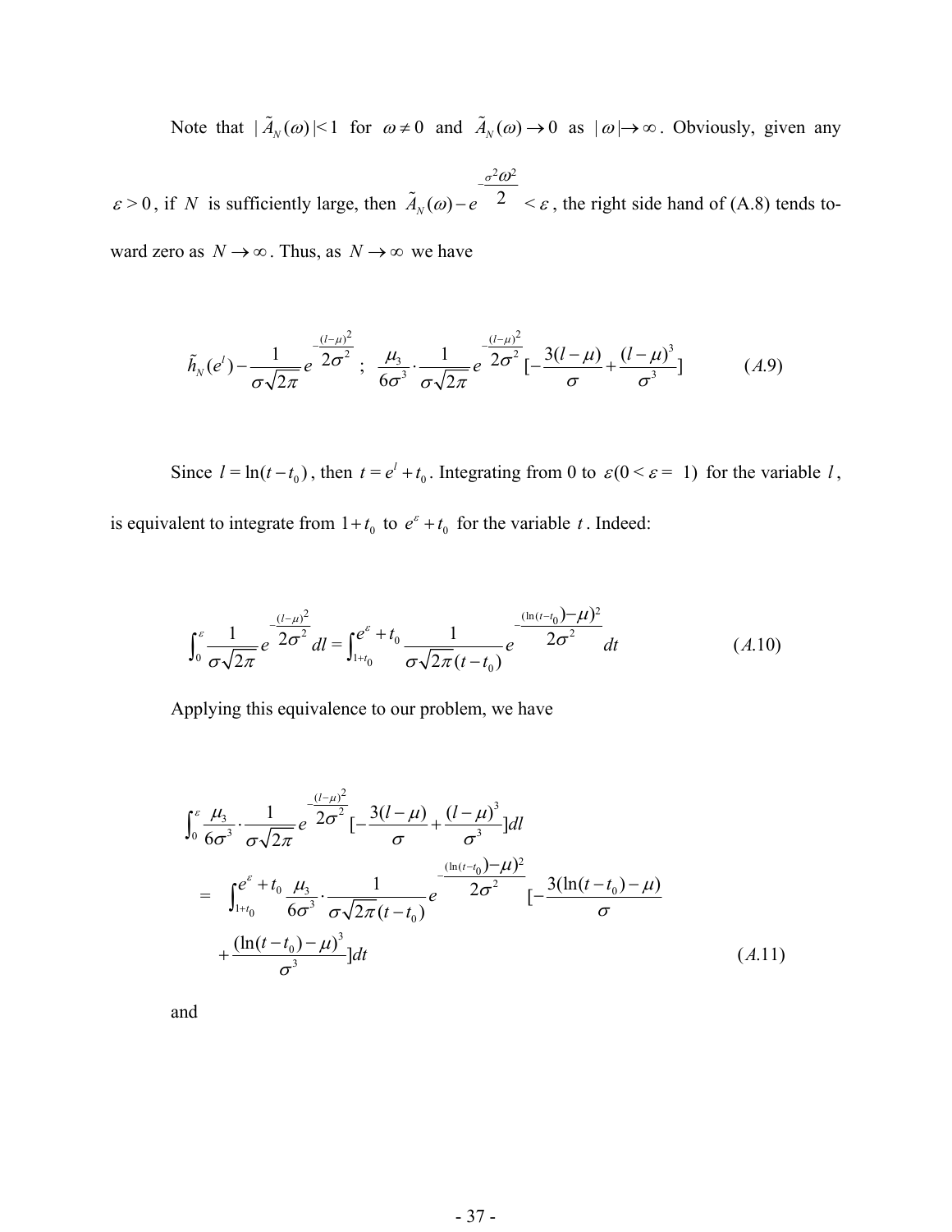Note that $|\tilde{A}_N(\omega)|<1$ for $\omega \neq 0$ and $\tilde{A}_N(\omega) \to 0$ as $|\omega| \to \infty$. Obviously, given any $\varepsilon > 0$, if $N$ is sufficiently large, then $\tilde{A}_N(\omega) - e^{-\frac{\sigma^2\omega^2}{2}} < \varepsilon$, the right side hand of (A.8) tends toward zero as $N \to \infty$. Thus, as $N \to \infty$ we have

$$\tilde{h}_N(e^l) - \frac{1}{\sigma\sqrt{2\pi}} e^{-\frac{(l-\mu)^2}{2\sigma^2}} ; \quad \frac{\mu_3}{6\sigma^3} \cdot \frac{1}{\sigma\sqrt{2\pi}} e^{-\frac{(l-\mu)^2}{2\sigma^2}} [-\frac{3(l-\mu)}{\sigma} + \frac{(l-\mu)^3}{\sigma^3}] \qquad (A.9)$$

Since $l = \ln(t-t_0)$, then $t = e^l + t_0$. Integrating from 0 to $\varepsilon (0 < \varepsilon = 1)$ for the variable $l$, is equivalent to integrate from $1+t_0$ to $e^\varepsilon + t_0$ for the variable $t$. Indeed:

$$\int_0^\varepsilon \frac{1}{\sigma\sqrt{2\pi}} e^{-\frac{(l-\mu)^2}{2\sigma^2}} dl = \int_{1+t_0}^{e^\varepsilon + t_0} \frac{1}{\sigma\sqrt{2\pi}(t-t_0)} e^{-\frac{(\ln(t-t_0)-\mu)^2}{2\sigma^2}} dt \qquad (A.10)$$

Applying this equivalence to our problem, we have

$$\begin{aligned}
&\int_0^\varepsilon \frac{\mu_3}{6\sigma^3} \cdot \frac{1}{\sigma\sqrt{2\pi}} e^{-\frac{(l-\mu)^2}{2\sigma^2}} [-\frac{3(l-\mu)}{\sigma} + \frac{(l-\mu)^3}{\sigma^3}] dl \\
&= \int_{1+t_0}^{e^\varepsilon + t_0} \frac{\mu_3}{6\sigma^3} \cdot \frac{1}{\sigma\sqrt{2\pi}(t-t_0)} e^{-\frac{(\ln(t-t_0)-\mu)^2}{2\sigma^2}} [-\frac{3(\ln(t-t_0)-\mu)}{\sigma} \\
&\quad + \frac{(\ln(t-t_0)-\mu)^3}{\sigma^3}] dt \qquad (A.11)
\end{aligned}$$

and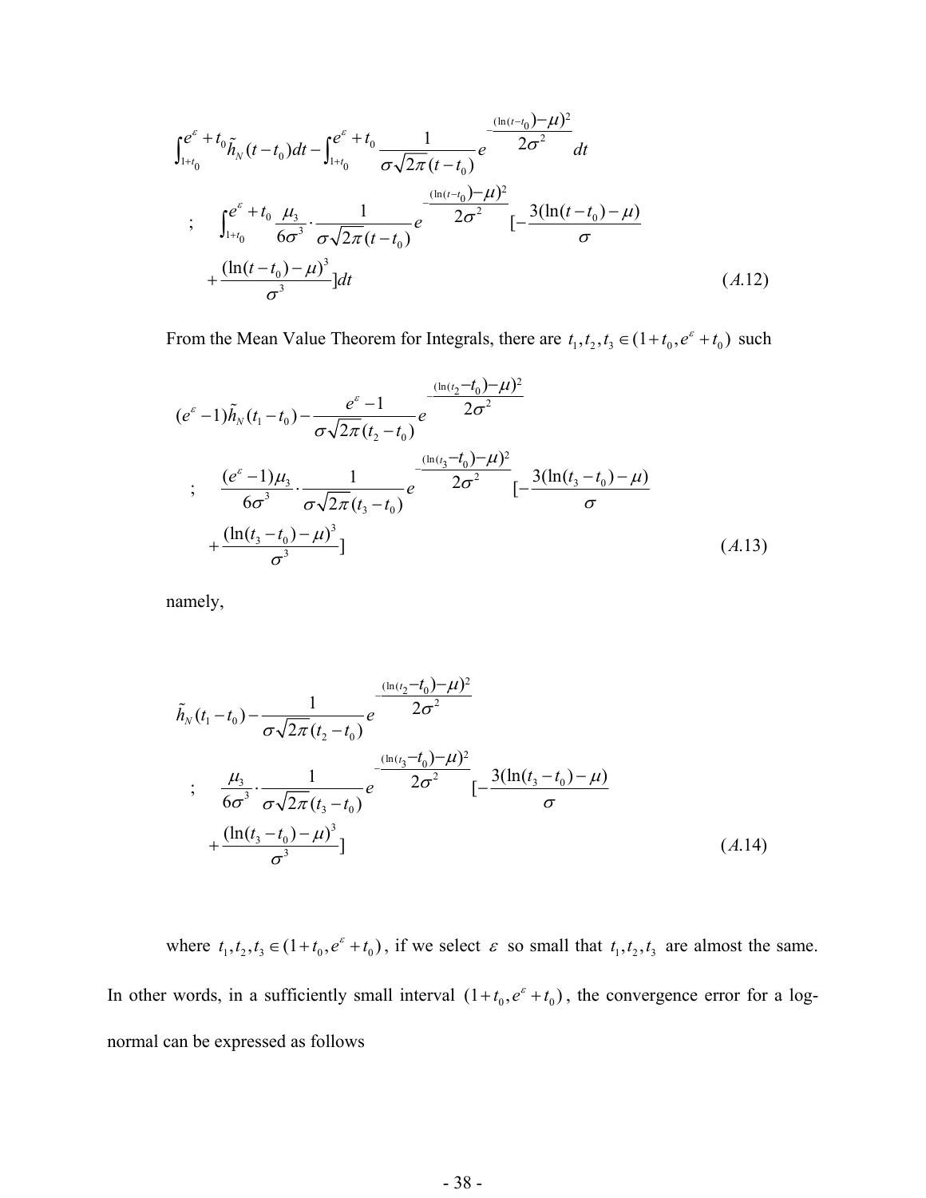$$\int_{1+t_0}^{e^{\varepsilon}+t_0} \tilde{h}_N(t-t_0)dt - \int_{1+t_0}^{e^{\varepsilon}+t_0} \frac{1}{\sigma\sqrt{2\pi}(t-t_0)} e^{-\frac{(\ln(t-t_0)-\mu)^2}{2\sigma^2}} dt$$

$$; \quad \int_{1+t_0}^{e^{\varepsilon}+t_0} \frac{\mu_3}{6\sigma^3} \cdot \frac{1}{\sigma\sqrt{2\pi}(t-t_0)} e^{-\frac{(\ln(t-t_0)-\mu)^2}{2\sigma^2}} [-\frac{3(\ln(t-t_0)-\mu)}{\sigma} + \frac{(\ln(t-t_0)-\mu)^3}{\sigma^3}]dt \qquad (A.12)$$

From the Mean Value Theorem for Integrals, there are $t_1, t_2, t_3 \in (1+t_0, e^{\varepsilon}+t_0)$ such

$$(e^{\varepsilon}-1)\tilde{h}_N(t_1-t_0) - \frac{e^{\varepsilon}-1}{\sigma\sqrt{2\pi}(t_2-t_0)} e^{-\frac{(\ln(t_2-t_0)-\mu)^2}{2\sigma^2}}$$

$$; \quad \frac{(e^{\varepsilon}-1)\mu_3}{6\sigma^3} \cdot \frac{1}{\sigma\sqrt{2\pi}(t_3-t_0)} e^{-\frac{(\ln(t_3-t_0)-\mu)^2}{2\sigma^2}} [-\frac{3(\ln(t_3-t_0)-\mu)}{\sigma} + \frac{(\ln(t_3-t_0)-\mu)^3}{\sigma^3}] \qquad (A.13)$$

namely,

$$\tilde{h}_N(t_1-t_0) - \frac{1}{\sigma\sqrt{2\pi}(t_2-t_0)} e^{-\frac{(\ln(t_2-t_0)-\mu)^2}{2\sigma^2}}$$

$$; \quad \frac{\mu_3}{6\sigma^3} \cdot \frac{1}{\sigma\sqrt{2\pi}(t_3-t_0)} e^{-\frac{(\ln(t_3-t_0)-\mu)^2}{2\sigma^2}} [-\frac{3(\ln(t_3-t_0)-\mu)}{\sigma} + \frac{(\ln(t_3-t_0)-\mu)^3}{\sigma^3}] \qquad (A.14)$$

where $t_1, t_2, t_3 \in (1+t_0, e^{\varepsilon}+t_0)$, if we select $\varepsilon$ so small that $t_1, t_2, t_3$ are almost the same. In other words, in a sufficiently small interval $(1+t_0, e^{\varepsilon}+t_0)$, the convergence error for a log-normal can be expressed as follows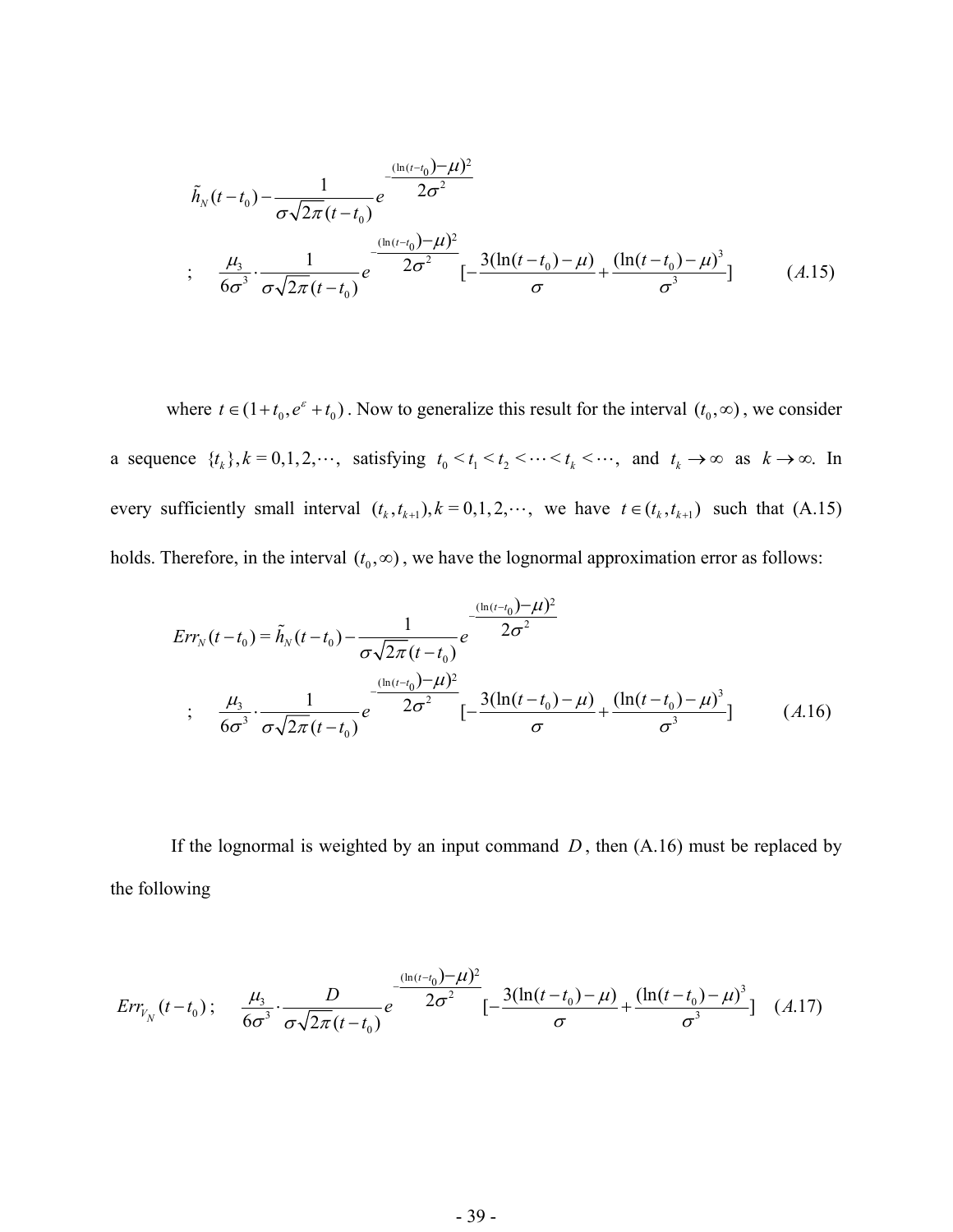$$\tilde{h}_N(t-t_0) - \frac{1}{\sigma\sqrt{2\pi}(t-t_0)} e^{-\frac{(\ln(t-t_0)-\mu)^2}{2\sigma^2}}$$

$$; \quad \frac{\mu_3}{6\sigma^3} \cdot \frac{1}{\sigma\sqrt{2\pi}(t-t_0)} e^{-\frac{(\ln(t-t_0)-\mu)^2}{2\sigma^2}} \left[-\frac{3(\ln(t-t_0)-\mu)}{\sigma} + \frac{(\ln(t-t_0)-\mu)^3}{\sigma^3}\right] \qquad (A.15)$$

where $t \in (1+t_0, e^{\varepsilon}+t_0)$. Now to generalize this result for the interval $(t_0, \infty)$, we consider a sequence $\{t_k\}, k = 0,1,2,\cdots,$ satisfying $t_0 < t_1 < t_2 < \cdots < t_k < \cdots,$ and $t_k \to \infty$ as $k \to \infty$. In every sufficiently small interval $(t_k, t_{k+1}), k = 0,1,2,\cdots,$ we have $t \in (t_k, t_{k+1})$ such that (A.15) holds. Therefore, in the interval $(t_0, \infty)$, we have the lognormal approximation error as follows:

$$Err_N(t-t_0) = \tilde{h}_N(t-t_0) - \frac{1}{\sigma\sqrt{2\pi}(t-t_0)} e^{-\frac{(\ln(t-t_0)-\mu)^2}{2\sigma^2}}$$

$$; \quad \frac{\mu_3}{6\sigma^3} \cdot \frac{1}{\sigma\sqrt{2\pi}(t-t_0)} e^{-\frac{(\ln(t-t_0)-\mu)^2}{2\sigma^2}} \left[-\frac{3(\ln(t-t_0)-\mu)}{\sigma} + \frac{(\ln(t-t_0)-\mu)^3}{\sigma^3}\right] \qquad (A.16)$$

If the lognormal is weighted by an input command $D$, then (A.16) must be replaced by the following

$$Err_{V_N}(t-t_0) ; \quad \frac{\mu_3}{6\sigma^3} \cdot \frac{D}{\sigma\sqrt{2\pi}(t-t_0)} e^{-\frac{(\ln(t-t_0)-\mu)^2}{2\sigma^2}} \left[-\frac{3(\ln(t-t_0)-\mu)}{\sigma} + \frac{(\ln(t-t_0)-\mu)^3}{\sigma^3}\right] \quad (A.17)$$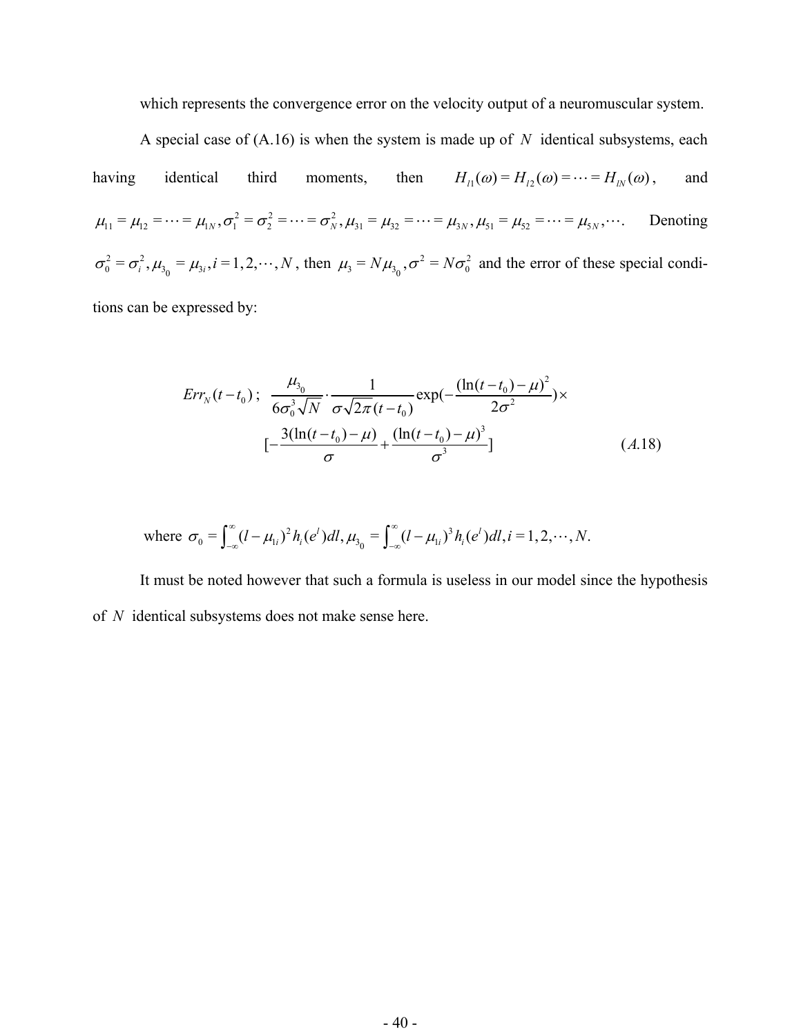which represents the convergence error on the velocity output of a neuromuscular system.

A special case of (A.16) is when the system is made up of $N$ identical subsystems, each having identical third moments, then $H_{l1}(\omega) = H_{l2}(\omega) = \cdots = H_{lN}(\omega)$, and $\mu_{11} = \mu_{12} = \cdots = \mu_{1N}, \sigma_1^2 = \sigma_2^2 = \cdots = \sigma_N^2, \mu_{31} = \mu_{32} = \cdots = \mu_{3N}, \mu_{51} = \mu_{52} = \cdots = \mu_{5N}, \cdots$. Denoting $\sigma_0^2 = \sigma_i^2, \mu_{3_0} = \mu_{3i}, i = 1, 2, \cdots, N$, then $\mu_3 = N\mu_{3_0}, \sigma^2 = N\sigma_0^2$ and the error of these special conditions can be expressed by:

$$
\begin{aligned}
Err_N(t - t_0) ;\ & \frac{\mu_{3_0}}{6\sigma_0^3\sqrt{N}} \cdot \frac{1}{\sigma\sqrt{2\pi}(t - t_0)} \exp\left(-\frac{(\ln(t - t_0) - \mu)^2}{2\sigma^2}\right) \times \\
& \left[-\frac{3(\ln(t - t_0) - \mu)}{\sigma} + \frac{(\ln(t - t_0) - \mu)^3}{\sigma^3}\right]
\end{aligned}
\qquad (A.18)
$$

where $\sigma_0 = \int_{-\infty}^{\infty} (l - \mu_{1i})^2 h_i(e^l) dl, \mu_{3_0} = \int_{-\infty}^{\infty} (l - \mu_{1i})^3 h_i(e^l) dl, i = 1, 2, \cdots, N.$

It must be noted however that such a formula is useless in our model since the hypothesis of $N$ identical subsystems does not make sense here.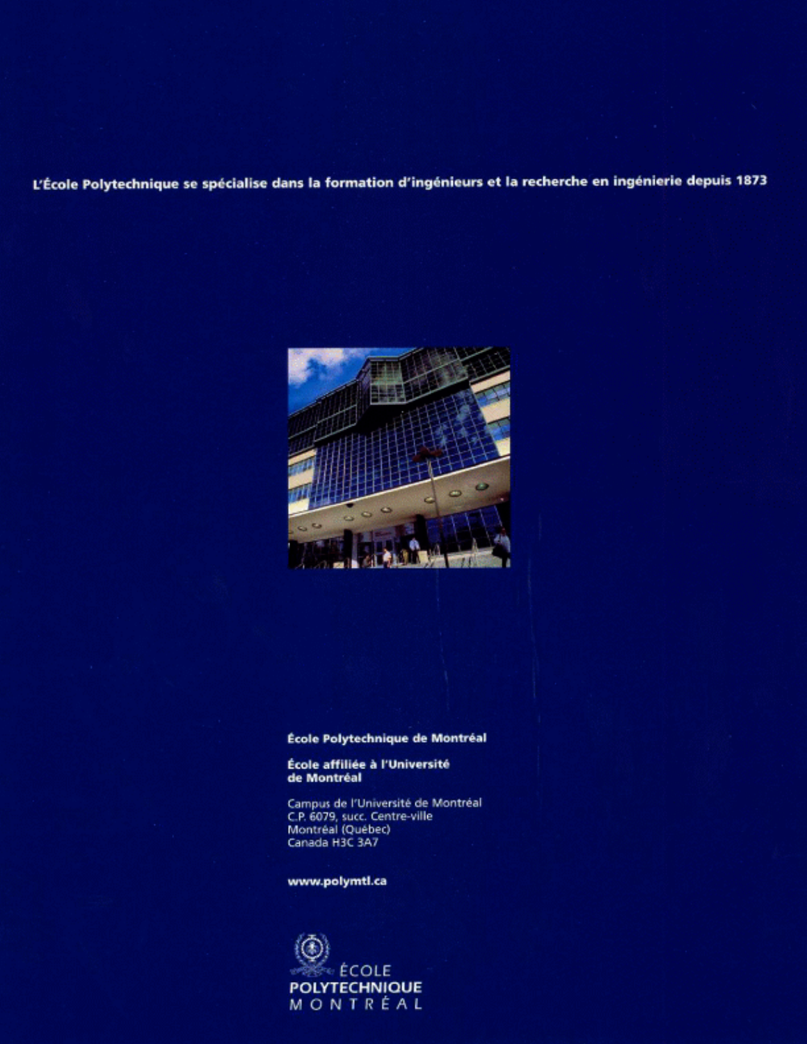L'École Polytechnique se spécialise dans la formation d'ingénieurs et la recherche en ingénierie depuis 1873

**École Polytechnique de Montréal**

**École affiliée à l'Université de Montréal**

Campus de l'Université de Montréal
C.P. 6079, succ. Centre-ville
Montréal (Québec)
Canada H3C 3A7

**www.polymtl.ca**

ÉCOLE
POLYTECHNIQUE
MONTRÉAL